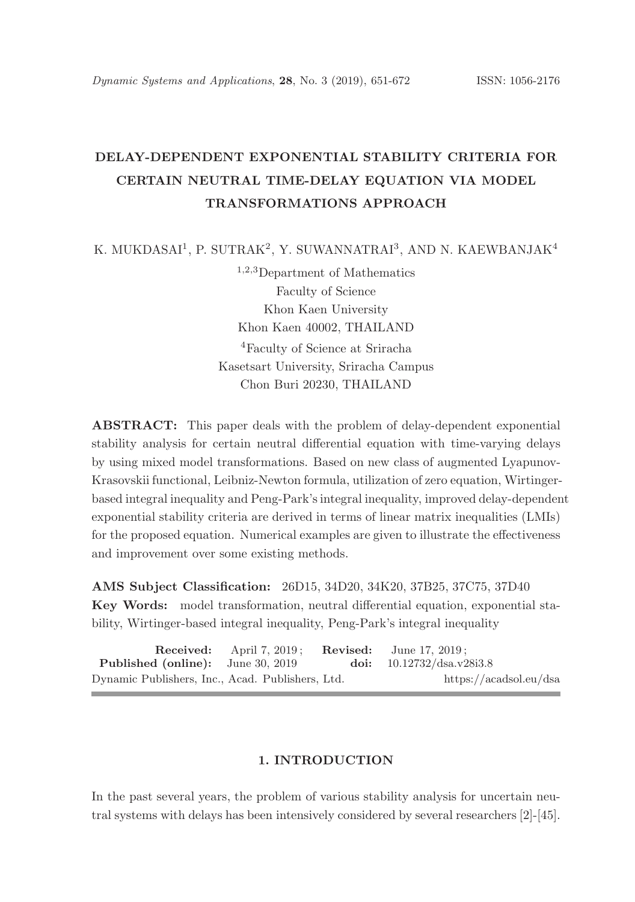# DELAY-DEPENDENT EXPONENTIAL STABILITY CRITERIA FOR CERTAIN NEUTRAL TIME-DELAY EQUATION VIA MODEL TRANSFORMATIONS APPROACH

K. MUKDASAI[1], P. SUTRAK[2], Y. SUWANNATRAI[3], AND N. KAEWBANJAK[4]

[1,2,3]Department of Mathematics
Faculty of Science
Khon Kaen University
Khon Kaen 40002, THAILAND

[4]Faculty of Science at Sriracha
Kasetsart University, Sriracha Campus
Chon Buri 20230, THAILAND

**ABSTRACT:** This paper deals with the problem of delay-dependent exponential stability analysis for certain neutral differential equation with time-varying delays by using mixed model transformations. Based on new class of augmented Lyapunov-Krasovskii functional, Leibniz-Newton formula, utilization of zero equation, Wirtinger-based integral inequality and Peng-Park's integral inequality, improved delay-dependent exponential stability criteria are derived in terms of linear matrix inequalities (LMIs) for the proposed equation. Numerical examples are given to illustrate the effectiveness and improvement over some existing methods.

**AMS Subject Classification:** 26D15, 34D20, 34K20, 37B25, 37C75, 37D40

**Key Words:** model transformation, neutral differential equation, exponential stability, Wirtinger-based integral inequality, Peng-Park's integral inequality

**Received:** April 7, 2019; **Revised:** June 17, 2019;
**Published (online):** June 30, 2019 **doi:** 10.12732/dsa.v28i3.8
Dynamic Publishers, Inc., Acad. Publishers, Ltd. https://acadsol.eu/dsa

## 1. INTRODUCTION

In the past several years, the problem of various stability analysis for uncertain neutral systems with delays has been intensively considered by several researchers [2]-[45].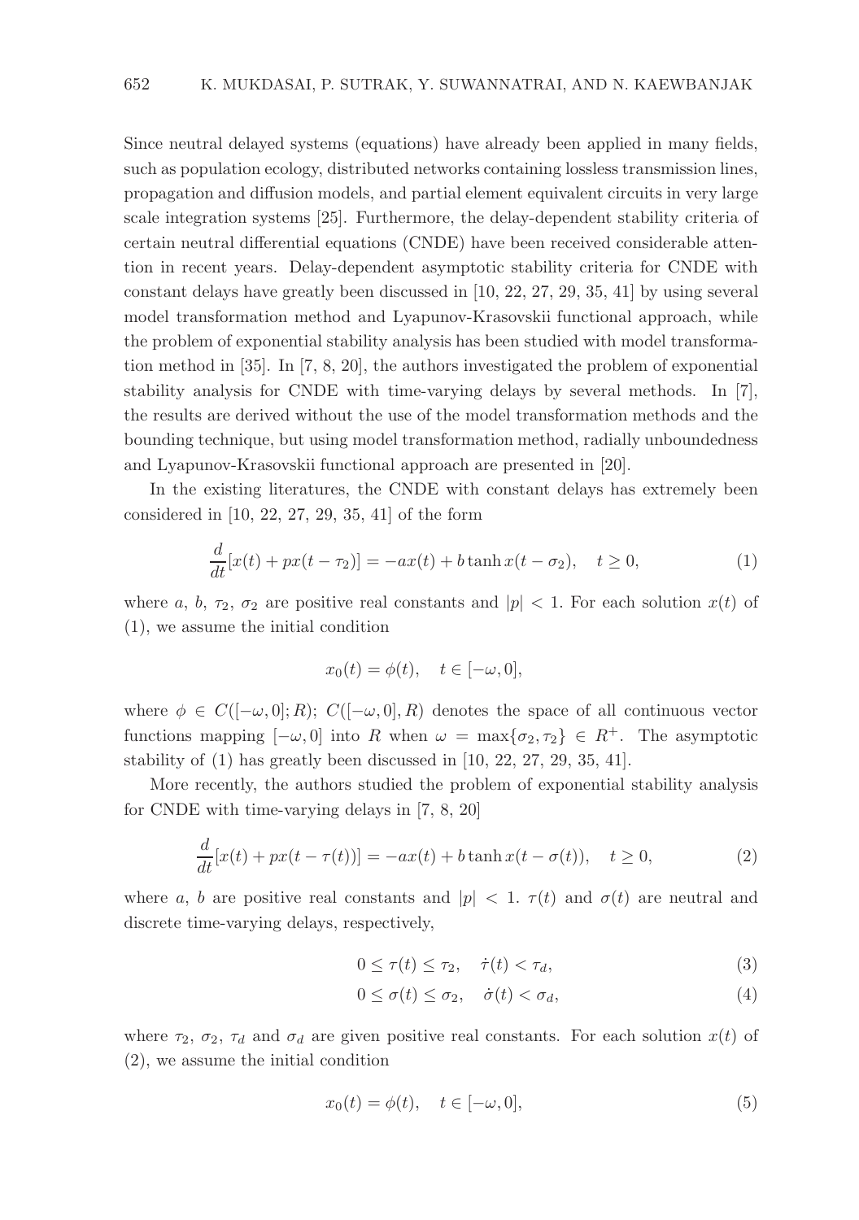Since neutral delayed systems (equations) have already been applied in many fields, such as population ecology, distributed networks containing lossless transmission lines, propagation and diffusion models, and partial element equivalent circuits in very large scale integration systems [25]. Furthermore, the delay-dependent stability criteria of certain neutral differential equations (CNDE) have been received considerable attention in recent years. Delay-dependent asymptotic stability criteria for CNDE with constant delays have greatly been discussed in [10, 22, 27, 29, 35, 41] by using several model transformation method and Lyapunov-Krasovskii functional approach, while the problem of exponential stability analysis has been studied with model transformation method in [35]. In [7, 8, 20], the authors investigated the problem of exponential stability analysis for CNDE with time-varying delays by several methods. In [7], the results are derived without the use of the model transformation methods and the bounding technique, but using model transformation method, radially unboundedness and Lyapunov-Krasovskii functional approach are presented in [20].

In the existing literatures, the CNDE with constant delays has extremely been considered in [10, 22, 27, 29, 35, 41] of the form

$$\frac{d}{dt}[x(t) + px(t - \tau_2)] = -ax(t) + b \tanh x(t - \sigma_2), \quad t \geq 0, \tag{1}$$

where $a$, $b$, $\tau_2$, $\sigma_2$ are positive real constants and $|p| < 1$. For each solution $x(t)$ of (1), we assume the initial condition

$$x_0(t) = \phi(t), \quad t \in [-\omega, 0],$$

where $\phi \in C([-\omega, 0]; R)$; $C([-\omega, 0], R)$ denotes the space of all continuous vector functions mapping $[-\omega, 0]$ into $R$ when $\omega = \max\{\sigma_2, \tau_2\} \in R^+$. The asymptotic stability of (1) has greatly been discussed in [10, 22, 27, 29, 35, 41].

More recently, the authors studied the problem of exponential stability analysis for CNDE with time-varying delays in [7, 8, 20]

$$\frac{d}{dt}[x(t) + px(t - \tau(t))] = -ax(t) + b \tanh x(t - \sigma(t)), \quad t \geq 0, \tag{2}$$

where $a$, $b$ are positive real constants and $|p| < 1$. $\tau(t)$ and $\sigma(t)$ are neutral and discrete time-varying delays, respectively,

$$0 \leq \tau(t) \leq \tau_2, \quad \dot{\tau}(t) < \tau_d, \tag{3}$$

$$0 \leq \sigma(t) \leq \sigma_2, \quad \dot{\sigma}(t) < \sigma_d, \tag{4}$$

where $\tau_2$, $\sigma_2$, $\tau_d$ and $\sigma_d$ are given positive real constants. For each solution $x(t)$ of (2), we assume the initial condition

$$x_0(t) = \phi(t), \quad t \in [-\omega, 0], \tag{5}$$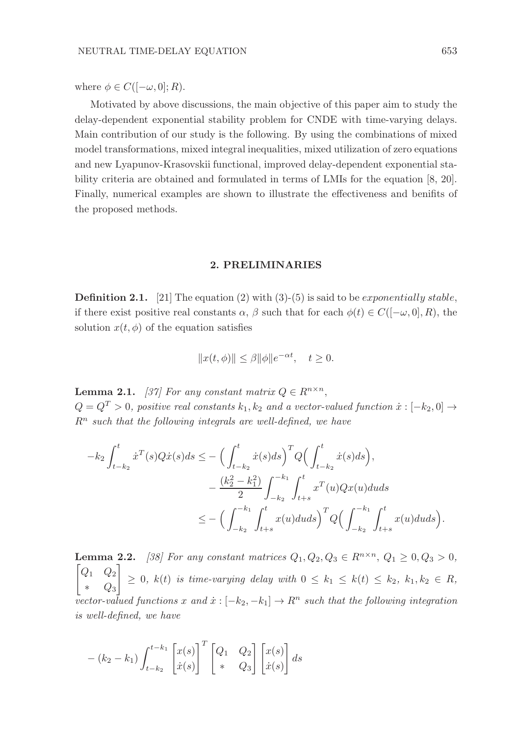where $\phi \in C([-\omega, 0]; R)$.

Motivated by above discussions, the main objective of this paper aim to study the delay-dependent exponential stability problem for CNDE with time-varying delays. Main contribution of our study is the following. By using the combinations of mixed model transformations, mixed integral inequalities, mixed utilization of zero equations and new Lyapunov-Krasovskii functional, improved delay-dependent exponential stability criteria are obtained and formulated in terms of LMIs for the equation [8, 20]. Finally, numerical examples are shown to illustrate the effectiveness and benifits of the proposed methods.

## 2. PRELIMINARIES

**Definition 2.1.** [21] The equation (2) with (3)-(5) is said to be *exponentially stable*, if there exist positive real constants $\alpha$, $\beta$ such that for each $\phi(t) \in C([-\omega, 0], R)$, the solution $x(t, \phi)$ of the equation satisfies

$$\|x(t, \phi)\| \leq \beta \|\phi\| e^{-\alpha t}, \quad t \geq 0.$$

**Lemma 2.1.** *[37] For any constant matrix $Q \in R^{n \times n}$, $Q = Q^T > 0$, positive real constants $k_1, k_2$ and a vector-valued function $\dot{x} : [-k_2, 0] \rightarrow R^n$ such that the following integrals are well-defined, we have*

$$
\begin{aligned}
-k_2 \int_{t-k_2}^{t} \dot{x}^T(s) Q \dot{x}(s) ds &\leq -\Big( \int_{t-k_2}^{t} \dot{x}(s) ds \Big)^T Q \Big( \int_{t-k_2}^{t} \dot{x}(s) ds \Big), \\
&\quad - \frac{(k_2^2 - k_1^2)}{2} \int_{-k_2}^{-k_1} \int_{t+s}^{t} x^T(u) Q x(u) du ds \\
&\leq -\Big( \int_{-k_2}^{-k_1} \int_{t+s}^{t} x(u) du ds \Big)^T Q \Big( \int_{-k_2}^{-k_1} \int_{t+s}^{t} x(u) du ds \Big).
\end{aligned}
$$

**Lemma 2.2.** *[38] For any constant matrices $Q_1, Q_2, Q_3 \in R^{n \times n}$, $Q_1 \geq 0, Q_3 > 0$, $\begin{bmatrix} Q_1 & Q_2 \\ * & Q_3 \end{bmatrix} \geq 0$, $k(t)$ is time-varying delay with $0 \leq k_1 \leq k(t) \leq k_2$, $k_1, k_2 \in R$, vector-valued functions $x$ and $\dot{x} : [-k_2, -k_1] \rightarrow R^n$ such that the following integration is well-defined, we have*

$$
-(k_2 - k_1) \int_{t-k_2}^{t-k_1} \begin{bmatrix} x(s) \\ \dot{x}(s) \end{bmatrix}^T \begin{bmatrix} Q_1 & Q_2 \\ * & Q_3 \end{bmatrix} \begin{bmatrix} x(s) \\ \dot{x}(s) \end{bmatrix} ds
$$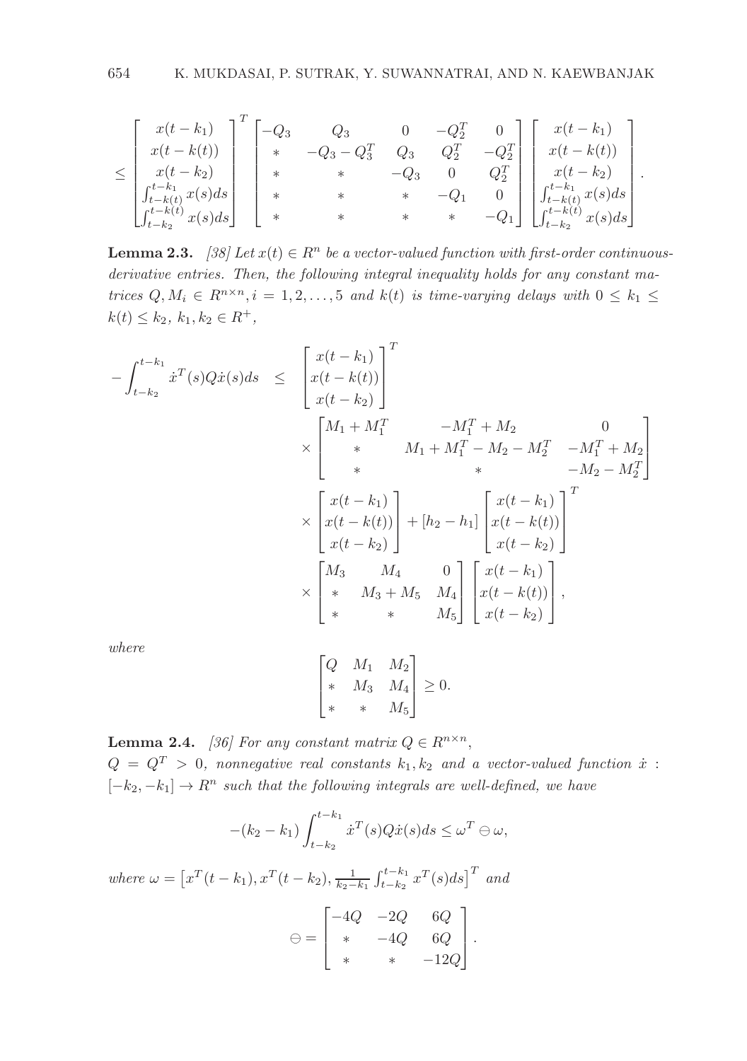$$
\leq \begin{bmatrix} x(t-k_1) \\ x(t-k(t)) \\ x(t-k_2) \\ \int_{t-k(t)}^{t-k_1} x(s)ds \\ \int_{t-k_2}^{t-k(t)} x(s)ds \end{bmatrix}^T \begin{bmatrix} -Q_3 & Q_3 & 0 & -Q_2^T & 0 \\ * & -Q_3 - Q_3^T & Q_3 & Q_2^T & -Q_2^T \\ * & * & -Q_3 & 0 & Q_2^T \\ * & * & * & -Q_1 & 0 \\ * & * & * & * & -Q_1 \end{bmatrix} \begin{bmatrix} x(t-k_1) \\ x(t-k(t)) \\ x(t-k_2) \\ \int_{t-k(t)}^{t-k_1} x(s)ds \\ \int_{t-k_2}^{t-k(t)} x(s)ds \end{bmatrix}.
$$

**Lemma 2.3.** *[38] Let $x(t) \in R^n$ be a vector-valued function with first-order continuous-derivative entries. Then, the following integral inequality holds for any constant matrices $Q, M_i \in R^{n\times n}, i = 1, 2, \ldots, 5$ and $k(t)$ is time-varying delays with $0 \leq k_1 \leq k(t) \leq k_2$, $k_1, k_2 \in R^+$,*

$$
\begin{aligned}
-\int_{t-k_2}^{t-k_1} \dot{x}^T(s) Q \dot{x}(s) ds \quad \leq \quad & \begin{bmatrix} x(t-k_1) \\ x(t-k(t)) \\ x(t-k_2) \end{bmatrix}^T \\
& \times \begin{bmatrix} M_1 + M_1^T & -M_1^T + M_2 & 0 \\ * & M_1 + M_1^T - M_2 - M_2^T & -M_1^T + M_2 \\ * & * & -M_2 - M_2^T \end{bmatrix} \\
& \times \begin{bmatrix} x(t-k_1) \\ x(t-k(t)) \\ x(t-k_2) \end{bmatrix} + [h_2 - h_1] \begin{bmatrix} x(t-k_1) \\ x(t-k(t)) \\ x(t-k_2) \end{bmatrix}^T \\
& \times \begin{bmatrix} M_3 & M_4 & 0 \\ * & M_3 + M_5 & M_4 \\ * & * & M_5 \end{bmatrix} \begin{bmatrix} x(t-k_1) \\ x(t-k(t)) \\ x(t-k_2) \end{bmatrix},
\end{aligned}
$$

*where*

$$
\begin{bmatrix} Q & M_1 & M_2 \\ * & M_3 & M_4 \\ * & * & M_5 \end{bmatrix} \geq 0.
$$

**Lemma 2.4.** *[36] For any constant matrix $Q \in R^{n\times n}$, $Q = Q^T > 0$, nonnegative real constants $k_1, k_2$ and a vector-valued function $\dot{x} : [-k_2, -k_1] \to R^n$ such that the following integrals are well-defined, we have*

$$
-(k_2 - k_1) \int_{t-k_2}^{t-k_1} \dot{x}^T(s) Q \dot{x}(s) ds \leq \omega^T \ominus \omega,
$$

*where $\omega = \left[x^T(t-k_1), x^T(t-k_2), \frac{1}{k_2-k_1} \int_{t-k_2}^{t-k_1} x^T(s)ds\right]^T$ and*

$$
\ominus = \begin{bmatrix} -4Q & -2Q & 6Q \\ * & -4Q & 6Q \\ * & * & -12Q \end{bmatrix}.
$$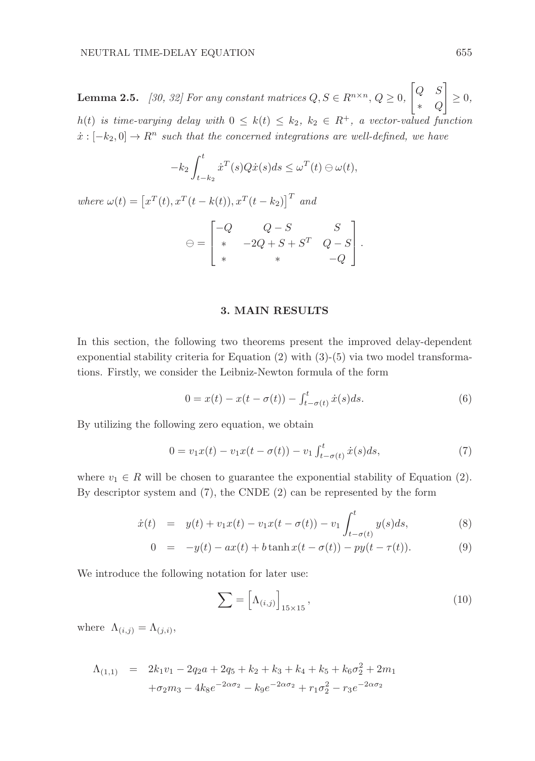**Lemma 2.5.** *[30, 32] For any constant matrices $Q, S \in R^{n\times n}$, $Q \geq 0$, $\begin{bmatrix} Q & S \\ * & Q \end{bmatrix} \geq 0$, $h(t)$ is time-varying delay with $0 \leq k(t) \leq k_2$, $k_2 \in R^+$, a vector-valued function $\dot{x} : [-k_2, 0] \to R^n$ such that the concerned integrations are well-defined, we have*

$$-k_2 \int_{t-k_2}^{t} \dot{x}^T(s) Q \dot{x}(s) ds \leq \omega^T(t) \ominus \omega(t),$$

*where $\omega(t) = \left[x^T(t), x^T(t-k(t)), x^T(t-k_2)\right]^T$ and*

$$\ominus = \begin{bmatrix} -Q & Q-S & S \\ * & -2Q+S+S^T & Q-S \\ * & * & -Q \end{bmatrix}.$$

## 3. MAIN RESULTS

In this section, the following two theorems present the improved delay-dependent exponential stability criteria for Equation (2) with (3)-(5) via two model transformations. Firstly, we consider the Leibniz-Newton formula of the form

$$0 = x(t) - x(t-\sigma(t)) - \textstyle\int_{t-\sigma(t)}^{t} \dot{x}(s)ds. \tag{6}$$

By utilizing the following zero equation, we obtain

$$0 = v_1 x(t) - v_1 x(t-\sigma(t)) - v_1 \textstyle\int_{t-\sigma(t)}^{t} \dot{x}(s)ds, \tag{7}$$

where $v_1 \in R$ will be chosen to guarantee the exponential stability of Equation (2). By descriptor system and (7), the CNDE (2) can be represented by the form

$$\dot{x}(t) \;=\; y(t) + v_1 x(t) - v_1 x(t-\sigma(t)) - v_1 \int_{t-\sigma(t)}^{t} y(s)ds, \tag{8}$$

$$0 \;=\; -y(t) - ax(t) + b \tanh x(t-\sigma(t)) - py(t-\tau(t)). \tag{9}$$

We introduce the following notation for later use:

$$\sum = \left[\Lambda_{(i,j)}\right]_{15\times 15}, \tag{10}$$

where $\Lambda_{(i,j)} = \Lambda_{(j,i)}$,

$$\begin{aligned} \Lambda_{(1,1)} \;=\; & 2k_1 v_1 - 2q_2 a + 2q_5 + k_2 + k_3 + k_4 + k_5 + k_6 \sigma_2^2 + 2m_1 \\ & + \sigma_2 m_3 - 4k_8 e^{-2\alpha\sigma_2} - k_9 e^{-2\alpha\sigma_2} + r_1 \sigma_2^2 - r_3 e^{-2\alpha\sigma_2} \end{aligned}$$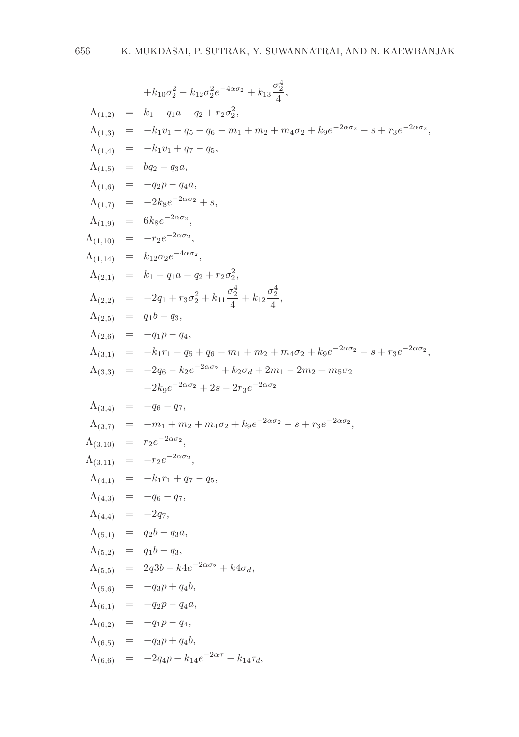$$
\begin{aligned}
& +k_{10}\sigma_2^2 - k_{12}\sigma_2^2 e^{-4\alpha\sigma_2} + k_{13}\frac{\sigma_2^4}{4}, \\
\Lambda_{(1,2)} &= k_1 - q_1 a - q_2 + r_2\sigma_2^2, \\
\Lambda_{(1,3)} &= -k_1 v_1 - q_5 + q_6 - m_1 + m_2 + m_4\sigma_2 + k_9 e^{-2\alpha\sigma_2} - s + r_3 e^{-2\alpha\sigma_2}, \\
\Lambda_{(1,4)} &= -k_1 v_1 + q_7 - q_5, \\
\Lambda_{(1,5)} &= bq_2 - q_3 a, \\
\Lambda_{(1,6)} &= -q_2 p - q_4 a, \\
\Lambda_{(1,7)} &= -2k_8 e^{-2\alpha\sigma_2} + s, \\
\Lambda_{(1,9)} &= 6k_8 e^{-2\alpha\sigma_2}, \\
\Lambda_{(1,10)} &= -r_2 e^{-2\alpha\sigma_2}, \\
\Lambda_{(1,14)} &= k_{12}\sigma_2 e^{-4\alpha\sigma_2}, \\
\Lambda_{(2,1)} &= k_1 - q_1 a - q_2 + r_2\sigma_2^2, \\
\Lambda_{(2,2)} &= -2q_1 + r_3\sigma_2^2 + k_{11}\frac{\sigma_2^4}{4} + k_{12}\frac{\sigma_2^4}{4}, \\
\Lambda_{(2,5)} &= q_1 b - q_3, \\
\Lambda_{(2,6)} &= -q_1 p - q_4, \\
\Lambda_{(3,1)} &= -k_1 r_1 - q_5 + q_6 - m_1 + m_2 + m_4\sigma_2 + k_9 e^{-2\alpha\sigma_2} - s + r_3 e^{-2\alpha\sigma_2}, \\
\Lambda_{(3,3)} &= -2q_6 - k_2 e^{-2\alpha\sigma_2} + k_2\sigma_d + 2m_1 - 2m_2 + m_5\sigma_2 \\
& \quad -2k_9 e^{-2\alpha\sigma_2} + 2s - 2r_3 e^{-2\alpha\sigma_2} \\
\Lambda_{(3,4)} &= -q_6 - q_7, \\
\Lambda_{(3,7)} &= -m_1 + m_2 + m_4\sigma_2 + k_9 e^{-2\alpha\sigma_2} - s + r_3 e^{-2\alpha\sigma_2}, \\
\Lambda_{(3,10)} &= r_2 e^{-2\alpha\sigma_2}, \\
\Lambda_{(3,11)} &= -r_2 e^{-2\alpha\sigma_2}, \\
\Lambda_{(4,1)} &= -k_1 r_1 + q_7 - q_5, \\
\Lambda_{(4,3)} &= -q_6 - q_7, \\
\Lambda_{(4,4)} &= -2q_7, \\
\Lambda_{(5,1)} &= q_2 b - q_3 a, \\
\Lambda_{(5,2)} &= q_1 b - q_3, \\
\Lambda_{(5,5)} &= 2q3b - k4e^{-2\alpha\sigma_2} + k4\sigma_d, \\
\Lambda_{(5,6)} &= -q_3 p + q_4 b, \\
\Lambda_{(6,1)} &= -q_2 p - q_4 a, \\
\Lambda_{(6,2)} &= -q_1 p - q_4, \\
\Lambda_{(6,5)} &= -q_3 p + q_4 b, \\
\Lambda_{(6,6)} &= -2q_4 p - k_{14} e^{-2\alpha\tau} + k_{14}\tau_d,
\end{aligned}
$$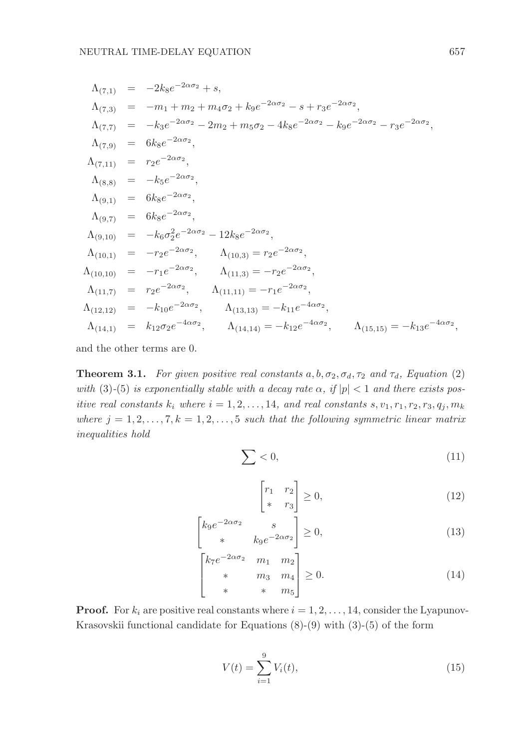$$
\begin{aligned}
\Lambda_{(7,1)} &= -2k_8 e^{-2\alpha\sigma_2} + s, \\
\Lambda_{(7,3)} &= -m_1 + m_2 + m_4\sigma_2 + k_9 e^{-2\alpha\sigma_2} - s + r_3 e^{-2\alpha\sigma_2}, \\
\Lambda_{(7,7)} &= -k_3 e^{-2\alpha\sigma_2} - 2m_2 + m_5\sigma_2 - 4k_8 e^{-2\alpha\sigma_2} - k_9 e^{-2\alpha\sigma_2} - r_3 e^{-2\alpha\sigma_2}, \\
\Lambda_{(7,9)} &= 6k_8 e^{-2\alpha\sigma_2}, \\
\Lambda_{(7,11)} &= r_2 e^{-2\alpha\sigma_2}, \\
\Lambda_{(8,8)} &= -k_5 e^{-2\alpha\sigma_2}, \\
\Lambda_{(9,1)} &= 6k_8 e^{-2\alpha\sigma_2}, \\
\Lambda_{(9,7)} &= 6k_8 e^{-2\alpha\sigma_2}, \\
\Lambda_{(9,10)} &= -k_6\sigma_2^2 e^{-2\alpha\sigma_2} - 12k_8 e^{-2\alpha\sigma_2}, \\
\Lambda_{(10,1)} &= -r_2 e^{-2\alpha\sigma_2}, \qquad \Lambda_{(10,3)} = r_2 e^{-2\alpha\sigma_2}, \\
\Lambda_{(10,10)} &= -r_1 e^{-2\alpha\sigma_2}, \qquad \Lambda_{(11,3)} = -r_2 e^{-2\alpha\sigma_2}, \\
\Lambda_{(11,7)} &= r_2 e^{-2\alpha\sigma_2}, \qquad \Lambda_{(11,11)} = -r_1 e^{-2\alpha\sigma_2}, \\
\Lambda_{(12,12)} &= -k_{10} e^{-2\alpha\sigma_2}, \qquad \Lambda_{(13,13)} = -k_{11} e^{-4\alpha\sigma_2}, \\
\Lambda_{(14,1)} &= k_{12}\sigma_2 e^{-4\alpha\sigma_2}, \qquad \Lambda_{(14,14)} = -k_{12} e^{-4\alpha\sigma_2}, \qquad \Lambda_{(15,15)} = -k_{13} e^{-4\alpha\sigma_2},
\end{aligned}
$$

and the other terms are 0.

**Theorem 3.1.** *For given positive real constants $a, b, \sigma_2, \sigma_d, \tau_2$ and $\tau_d$, Equation (2) with (3)-(5) is exponentially stable with a decay rate $\alpha$, if $|p| < 1$ and there exists positive real constants $k_i$ where $i = 1, 2, \ldots, 14$, and real constants $s, v_1, r_1, r_2, r_3, q_j, m_k$ where $j = 1, 2, \ldots, 7, k = 1, 2, \ldots, 5$ such that the following symmetric linear matrix inequalities hold*

$$
\sum < 0, \tag{11}
$$

$$
\begin{bmatrix} r_1 & r_2 \\ * & r_3 \end{bmatrix} \geq 0, \tag{12}
$$

$$
\begin{bmatrix} k_9 e^{-2\alpha\sigma_2} & s \\ * & k_9 e^{-2\alpha\sigma_2} \end{bmatrix} \geq 0, \tag{13}
$$

$$
\begin{bmatrix} k_7 e^{-2\alpha\sigma_2} & m_1 & m_2 \\ * & m_3 & m_4 \\ * & * & m_5 \end{bmatrix} \geq 0. \tag{14}
$$

**Proof.** For $k_i$ are positive real constants where $i = 1, 2, \ldots, 14$, consider the Lyapunov-Krasovskii functional candidate for Equations (8)-(9) with (3)-(5) of the form

$$
V(t) = \sum_{i=1}^{9} V_i(t), \tag{15}
$$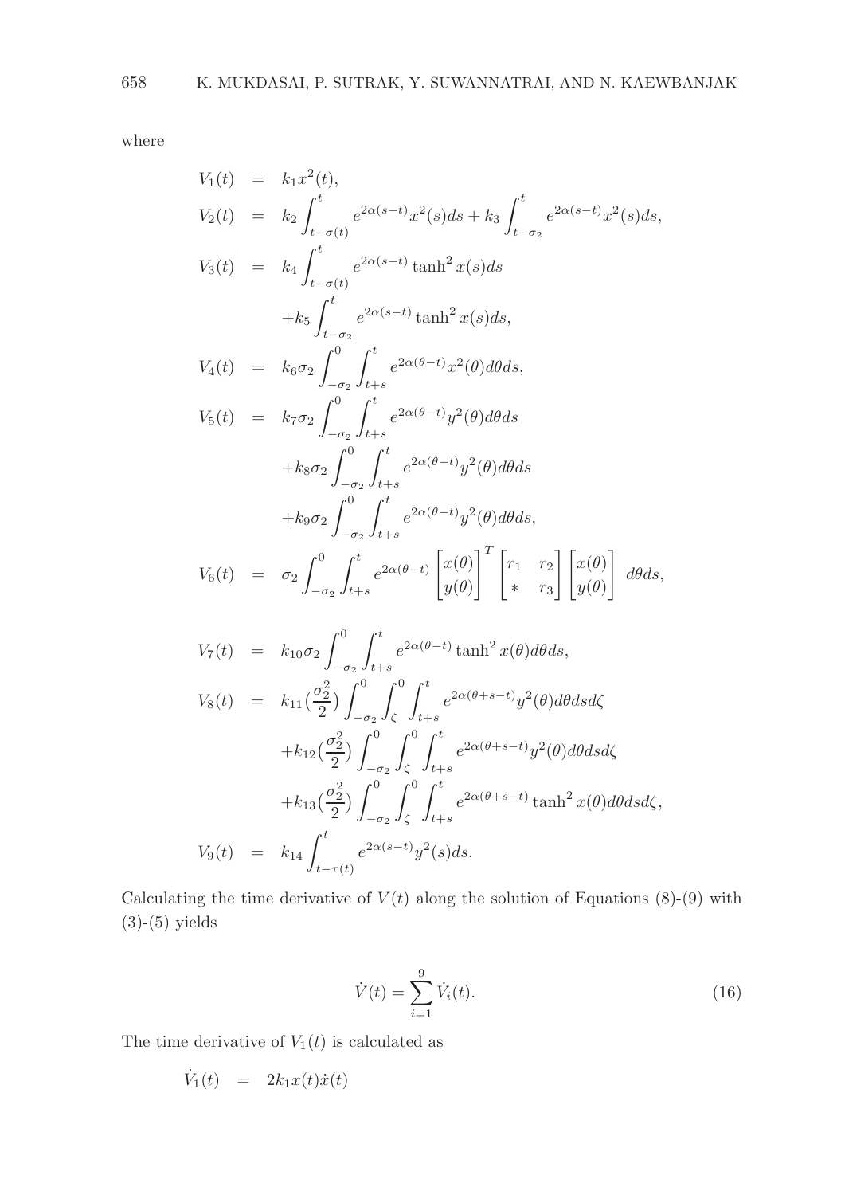where

$$
\begin{aligned}
V_1(t) &= k_1 x^2(t), \\
V_2(t) &= k_2 \int_{t-\sigma(t)}^{t} e^{2\alpha(s-t)} x^2(s) ds + k_3 \int_{t-\sigma_2}^{t} e^{2\alpha(s-t)} x^2(s) ds, \\
V_3(t) &= k_4 \int_{t-\sigma(t)}^{t} e^{2\alpha(s-t)} \tanh^2 x(s) ds \\
&\quad + k_5 \int_{t-\sigma_2}^{t} e^{2\alpha(s-t)} \tanh^2 x(s) ds, \\
V_4(t) &= k_6 \sigma_2 \int_{-\sigma_2}^{0} \int_{t+s}^{t} e^{2\alpha(\theta-t)} x^2(\theta) d\theta ds, \\
V_5(t) &= k_7 \sigma_2 \int_{-\sigma_2}^{0} \int_{t+s}^{t} e^{2\alpha(\theta-t)} y^2(\theta) d\theta ds \\
&\quad + k_8 \sigma_2 \int_{-\sigma_2}^{0} \int_{t+s}^{t} e^{2\alpha(\theta-t)} y^2(\theta) d\theta ds \\
&\quad + k_9 \sigma_2 \int_{-\sigma_2}^{0} \int_{t+s}^{t} e^{2\alpha(\theta-t)} y^2(\theta) d\theta ds, \\
V_6(t) &= \sigma_2 \int_{-\sigma_2}^{0} \int_{t+s}^{t} e^{2\alpha(\theta-t)} \begin{bmatrix} x(\theta) \\ y(\theta) \end{bmatrix}^T \begin{bmatrix} r_1 & r_2 \\ * & r_3 \end{bmatrix} \begin{bmatrix} x(\theta) \\ y(\theta) \end{bmatrix} d\theta ds, \\
V_7(t) &= k_{10} \sigma_2 \int_{-\sigma_2}^{0} \int_{t+s}^{t} e^{2\alpha(\theta-t)} \tanh^2 x(\theta) d\theta ds, \\
V_8(t) &= k_{11} \left(\frac{\sigma_2^2}{2}\right) \int_{-\sigma_2}^{0} \int_{\zeta}^{0} \int_{t+s}^{t} e^{2\alpha(\theta+s-t)} y^2(\theta) d\theta ds d\zeta \\
&\quad + k_{12} \left(\frac{\sigma_2^2}{2}\right) \int_{-\sigma_2}^{0} \int_{\zeta}^{0} \int_{t+s}^{t} e^{2\alpha(\theta+s-t)} y^2(\theta) d\theta ds d\zeta \\
&\quad + k_{13} \left(\frac{\sigma_2^2}{2}\right) \int_{-\sigma_2}^{0} \int_{\zeta}^{0} \int_{t+s}^{t} e^{2\alpha(\theta+s-t)} \tanh^2 x(\theta) d\theta ds d\zeta, \\
V_9(t) &= k_{14} \int_{t-\tau(t)}^{t} e^{2\alpha(s-t)} y^2(s) ds.
\end{aligned}
$$

Calculating the time derivative of $V(t)$ along the solution of Equations (8)-(9) with (3)-(5) yields

$$
\dot{V}(t) = \sum_{i=1}^{9} \dot{V}_i(t). \tag{16}
$$

The time derivative of $V_1(t)$ is calculated as

$$
\dot{V}_1(t) = 2k_1 x(t)\dot{x}(t)
$$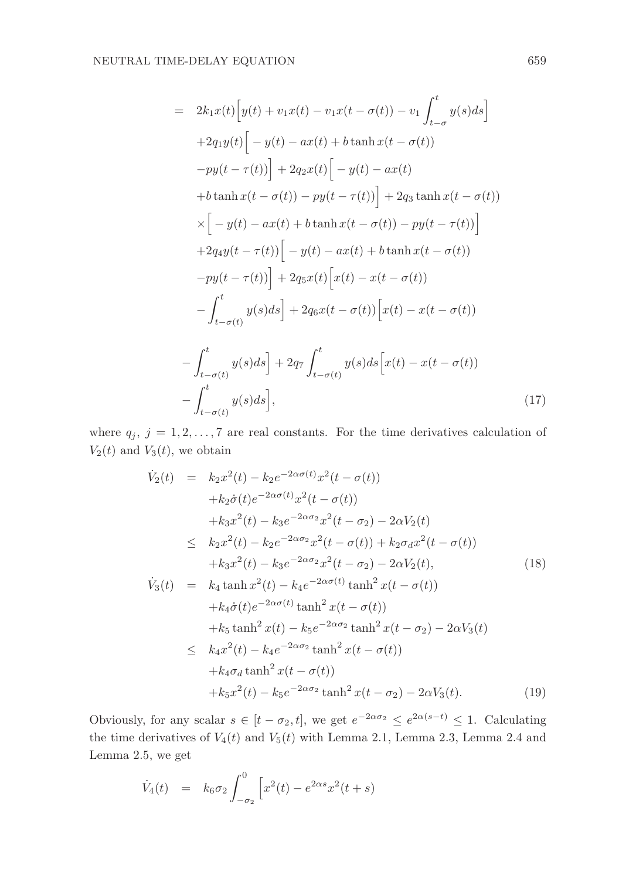$$
\begin{aligned}
&= 2k_1x(t)\Big[y(t)+v_1x(t)-v_1x(t-\sigma(t))-v_1\int_{t-\sigma}^{t}y(s)ds\Big] \\
&\quad +2q_1y(t)\Big[-y(t)-ax(t)+b\tanh x(t-\sigma(t)) \\
&\quad -py(t-\tau(t))\Big]+2q_2x(t)\Big[-y(t)-ax(t) \\
&\quad +b\tanh x(t-\sigma(t))-py(t-\tau(t))\Big]+2q_3\tanh x(t-\sigma(t)) \\
&\quad \times\Big[-y(t)-ax(t)+b\tanh x(t-\sigma(t))-py(t-\tau(t))\Big] \\
&\quad +2q_4y(t-\tau(t))\Big[-y(t)-ax(t)+b\tanh x(t-\sigma(t)) \\
&\quad -py(t-\tau(t))\Big]+2q_5x(t)\Big[x(t)-x(t-\sigma(t)) \\
&\quad -\int_{t-\sigma(t)}^{t}y(s)ds\Big]+2q_6x(t-\sigma(t))\Big[x(t)-x(t-\sigma(t)) \\
&\quad -\int_{t-\sigma(t)}^{t}y(s)ds\Big]+2q_7\int_{t-\sigma(t)}^{t}y(s)ds\Big[x(t)-x(t-\sigma(t)) \\
&\quad -\int_{t-\sigma(t)}^{t}y(s)ds\Big], \qquad (17)
\end{aligned}
$$

where $q_j,\ j=1,2,\ldots,7$ are real constants. For the time derivatives calculation of $V_2(t)$ and $V_3(t)$, we obtain

$$
\begin{aligned}
\dot{V}_2(t) &= k_2x^2(t)-k_2e^{-2\alpha\sigma(t)}x^2(t-\sigma(t)) \\
&\quad +k_2\dot{\sigma}(t)e^{-2\alpha\sigma(t)}x^2(t-\sigma(t)) \\
&\quad +k_3x^2(t)-k_3e^{-2\alpha\sigma_2}x^2(t-\sigma_2)-2\alpha V_2(t) \\
&\le k_2x^2(t)-k_2e^{-2\alpha\sigma_2}x^2(t-\sigma(t))+k_2\sigma_dx^2(t-\sigma(t)) \\
&\quad +k_3x^2(t)-k_3e^{-2\alpha\sigma_2}x^2(t-\sigma_2)-2\alpha V_2(t), \qquad (18) \\
\dot{V}_3(t) &= k_4\tanh x^2(t)-k_4e^{-2\alpha\sigma(t)}\tanh^2 x(t-\sigma(t)) \\
&\quad +k_4\dot{\sigma}(t)e^{-2\alpha\sigma(t)}\tanh^2 x(t-\sigma(t)) \\
&\quad +k_5\tanh^2 x(t)-k_5e^{-2\alpha\sigma_2}\tanh^2 x(t-\sigma_2)-2\alpha V_3(t) \\
&\le k_4x^2(t)-k_4e^{-2\alpha\sigma_2}\tanh^2 x(t-\sigma(t)) \\
&\quad +k_4\sigma_d\tanh^2 x(t-\sigma(t)) \\
&\quad +k_5x^2(t)-k_5e^{-2\alpha\sigma_2}\tanh^2 x(t-\sigma_2)-2\alpha V_3(t). \qquad (19)
\end{aligned}
$$

Obviously, for any scalar $s\in[t-\sigma_2,t]$, we get $e^{-2\alpha\sigma_2}\le e^{2\alpha(s-t)}\le 1$. Calculating the time derivatives of $V_4(t)$ and $V_5(t)$ with Lemma 2.1, Lemma 2.3, Lemma 2.4 and Lemma 2.5, we get

$$
\dot{V}_4(t) = k_6\sigma_2\int_{-\sigma_2}^{0}\Big[x^2(t)-e^{2\alpha s}x^2(t+s)
$$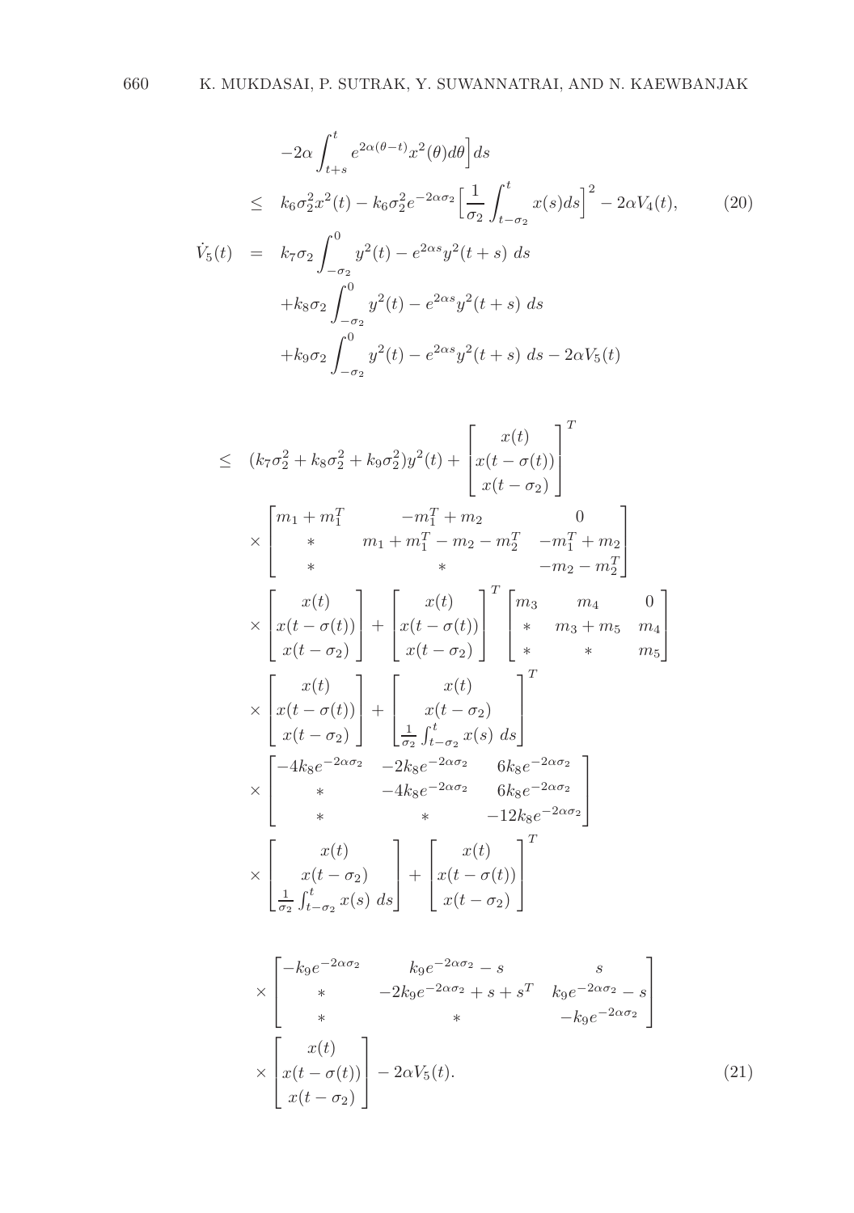$$
\begin{aligned}
&\quad -2\alpha \int_{t+s}^{t} e^{2\alpha(\theta - t)} x^2(\theta) d\theta \Big] ds \\
&\leq \quad k_6 \sigma_2^2 x^2(t) - k_6 \sigma_2^2 e^{-2\alpha\sigma_2} \Big[ \frac{1}{\sigma_2} \int_{t-\sigma_2}^{t} x(s) ds \Big]^2 - 2\alpha V_4(t), \qquad (20)
\end{aligned}
$$

$$
\begin{aligned}
\dot{V}_5(t) &= k_7 \sigma_2 \int_{-\sigma_2}^{0} y^2(t) - e^{2\alpha s} y^2(t+s) \; ds \\
&\quad + k_8 \sigma_2 \int_{-\sigma_2}^{0} y^2(t) - e^{2\alpha s} y^2(t+s) \; ds \\
&\quad + k_9 \sigma_2 \int_{-\sigma_2}^{0} y^2(t) - e^{2\alpha s} y^2(t+s) \; ds - 2\alpha V_5(t)
\end{aligned}
$$

$$
\begin{aligned}
&\leq (k_7 \sigma_2^2 + k_8 \sigma_2^2 + k_9 \sigma_2^2) y^2(t) + \begin{bmatrix} x(t) \\ x(t-\sigma(t)) \\ x(t-\sigma_2) \end{bmatrix}^T \\
&\quad \times \begin{bmatrix} m_1 + m_1^T & -m_1^T + m_2 & 0 \\ * & m_1 + m_1^T - m_2 - m_2^T & -m_1^T + m_2 \\ * & * & -m_2 - m_2^T \end{bmatrix} \\
&\quad \times \begin{bmatrix} x(t) \\ x(t-\sigma(t)) \\ x(t-\sigma_2) \end{bmatrix} + \begin{bmatrix} x(t) \\ x(t-\sigma(t)) \\ x(t-\sigma_2) \end{bmatrix}^T \begin{bmatrix} m_3 & m_4 & 0 \\ * & m_3 + m_5 & m_4 \\ * & * & m_5 \end{bmatrix} \\
&\quad \times \begin{bmatrix} x(t) \\ x(t-\sigma(t)) \\ x(t-\sigma_2) \end{bmatrix} + \begin{bmatrix} x(t) \\ x(t-\sigma_2) \\ \frac{1}{\sigma_2} \int_{t-\sigma_2}^{t} x(s) \; ds \end{bmatrix}^T \\
&\quad \times \begin{bmatrix} -4k_8 e^{-2\alpha\sigma_2} & -2k_8 e^{-2\alpha\sigma_2} & 6k_8 e^{-2\alpha\sigma_2} \\ * & -4k_8 e^{-2\alpha\sigma_2} & 6k_8 e^{-2\alpha\sigma_2} \\ * & * & -12k_8 e^{-2\alpha\sigma_2} \end{bmatrix} \\
&\quad \times \begin{bmatrix} x(t) \\ x(t-\sigma_2) \\ \frac{1}{\sigma_2} \int_{t-\sigma_2}^{t} x(s) \; ds \end{bmatrix} + \begin{bmatrix} x(t) \\ x(t-\sigma(t)) \\ x(t-\sigma_2) \end{bmatrix}^T \\
&\quad \times \begin{bmatrix} -k_9 e^{-2\alpha\sigma_2} & k_9 e^{-2\alpha\sigma_2} - s & s \\ * & -2k_9 e^{-2\alpha\sigma_2} + s + s^T & k_9 e^{-2\alpha\sigma_2} - s \\ * & * & -k_9 e^{-2\alpha\sigma_2} \end{bmatrix} \\
&\quad \times \begin{bmatrix} x(t) \\ x(t-\sigma(t)) \\ x(t-\sigma_2) \end{bmatrix} - 2\alpha V_5(t). \qquad (21)
\end{aligned}
$$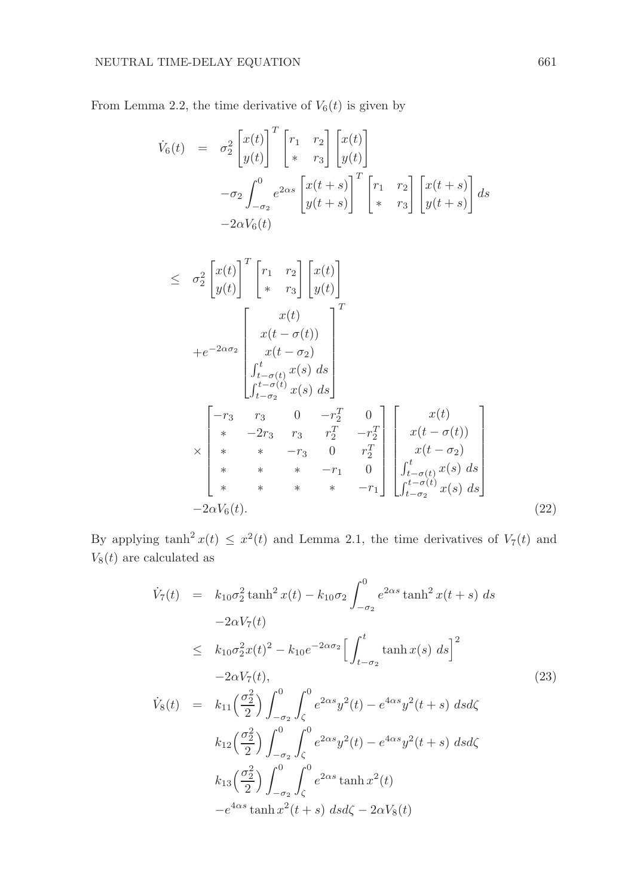From Lemma 2.2, the time derivative of $V_6(t)$ is given by

$$
\begin{aligned}
\dot{V}_6(t) &= \sigma_2^2 \begin{bmatrix} x(t) \\ y(t) \end{bmatrix}^T \begin{bmatrix} r_1 & r_2 \\ * & r_3 \end{bmatrix} \begin{bmatrix} x(t) \\ y(t) \end{bmatrix} \\
&\quad -\sigma_2 \int_{-\sigma_2}^{0} e^{2\alpha s} \begin{bmatrix} x(t+s) \\ y(t+s) \end{bmatrix}^T \begin{bmatrix} r_1 & r_2 \\ * & r_3 \end{bmatrix} \begin{bmatrix} x(t+s) \\ y(t+s) \end{bmatrix} ds \\
&\quad -2\alpha V_6(t) \\
&\leq \sigma_2^2 \begin{bmatrix} x(t) \\ y(t) \end{bmatrix}^T \begin{bmatrix} r_1 & r_2 \\ * & r_3 \end{bmatrix} \begin{bmatrix} x(t) \\ y(t) \end{bmatrix} \\
&\quad + e^{-2\alpha\sigma_2} \begin{bmatrix} x(t) \\ x(t-\sigma(t)) \\ x(t-\sigma_2) \\ \int_{t-\sigma(t)}^{t} x(s)\, ds \\ \int_{t-\sigma_2}^{t-\sigma(t)} x(s)\, ds \end{bmatrix}^T \\
&\quad \times \begin{bmatrix} -r_3 & r_3 & 0 & -r_2^T & 0 \\ * & -2r_3 & r_3 & r_2^T & -r_2^T \\ * & * & -r_3 & 0 & r_2^T \\ * & * & * & -r_1 & 0 \\ * & * & * & * & -r_1 \end{bmatrix} \begin{bmatrix} x(t) \\ x(t-\sigma(t)) \\ x(t-\sigma_2) \\ \int_{t-\sigma(t)}^{t} x(s)\, ds \\ \int_{t-\sigma_2}^{t-\sigma(t)} x(s)\, ds \end{bmatrix} \\
&\quad -2\alpha V_6(t). 
\end{aligned} \tag{22}
$$

By applying $\tanh^2 x(t) \leq x^2(t)$ and Lemma 2.1, the time derivatives of $V_7(t)$ and $V_8(t)$ are calculated as

$$
\begin{aligned}
\dot{V}_7(t) &= k_{10}\sigma_2^2 \tanh^2 x(t) - k_{10}\sigma_2 \int_{-\sigma_2}^{0} e^{2\alpha s} \tanh^2 x(t+s)\, ds \\
&\quad -2\alpha V_7(t) \\
&\leq k_{10}\sigma_2^2 x(t)^2 - k_{10} e^{-2\alpha\sigma_2} \Big[ \int_{t-\sigma_2}^{t} \tanh x(s)\, ds \Big]^2 \\
&\quad -2\alpha V_7(t), 
\end{aligned} \tag{23}
$$

$$
\begin{aligned}
\dot{V}_8(t) &= k_{11}\Big(\frac{\sigma_2^2}{2}\Big) \int_{-\sigma_2}^{0} \int_{\zeta}^{0} e^{2\alpha s} y^2(t) - e^{4\alpha s} y^2(t+s)\, ds d\zeta \\
&\quad k_{12}\Big(\frac{\sigma_2^2}{2}\Big) \int_{-\sigma_2}^{0} \int_{\zeta}^{0} e^{2\alpha s} y^2(t) - e^{4\alpha s} y^2(t+s)\, ds d\zeta \\
&\quad k_{13}\Big(\frac{\sigma_2^2}{2}\Big) \int_{-\sigma_2}^{0} \int_{\zeta}^{0} e^{2\alpha s} \tanh x^2(t) \\
&\quad -e^{4\alpha s} \tanh x^2(t+s)\, ds d\zeta - 2\alpha V_8(t)
\end{aligned}
$$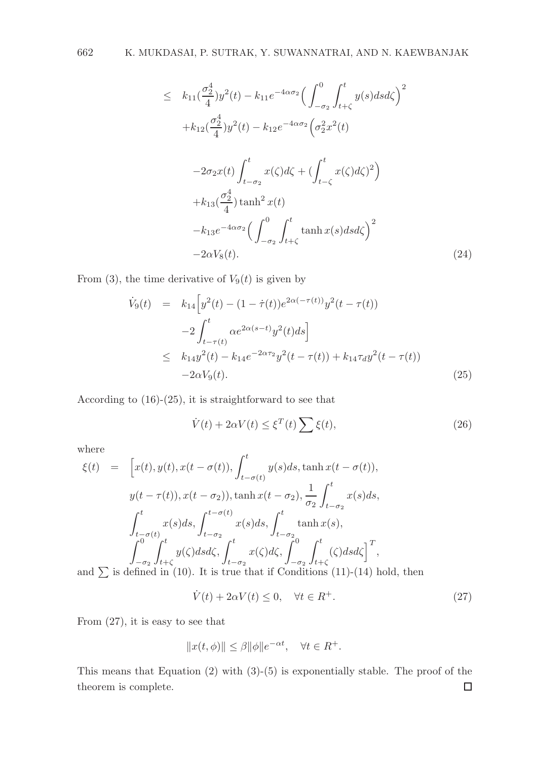$$
\begin{aligned}
&\leq \quad k_{11}(\frac{\sigma_2^4}{4})y^2(t) - k_{11}e^{-4\alpha\sigma_2}\Big(\int_{-\sigma_2}^{0}\int_{t+\zeta}^{t} y(s)dsd\zeta\Big)^2 \\
&\quad +k_{12}(\frac{\sigma_2^4}{4})y^2(t) - k_{12}e^{-4\alpha\sigma_2}\Big(\sigma_2^2 x^2(t) \\
&\quad -2\sigma_2 x(t)\int_{t-\sigma_2}^{t} x(\zeta)d\zeta + (\int_{t-\zeta}^{t} x(\zeta)d\zeta)^2\Big) \\
&\quad +k_{13}(\frac{\sigma_2^4}{4})\tanh^2 x(t) \\
&\quad -k_{13}e^{-4\alpha\sigma_2}\Big(\int_{-\sigma_2}^{0}\int_{t+\zeta}^{t} \tanh x(s)dsd\zeta\Big)^2 \\
&\quad -2\alpha V_8(t). \qquad (24)
\end{aligned}
$$

From (3), the time derivative of $V_9(t)$ is given by

$$
\begin{aligned}
\dot{V}_9(t) &= k_{14}\Big[y^2(t) - (1-\dot{\tau}(t))e^{2\alpha(-\tau(t))}y^2(t-\tau(t)) \\
&\quad -2\int_{t-\tau(t)}^{t} \alpha e^{2\alpha(s-t)}y^2(t)ds\Big] \\
&\leq k_{14}y^2(t) - k_{14}e^{-2\alpha\tau_2}y^2(t-\tau(t)) + k_{14}\tau_d y^2(t-\tau(t)) \\
&\quad -2\alpha V_9(t). \qquad (25)
\end{aligned}
$$

According to (16)-(25), it is straightforward to see that

$$
\dot{V}(t) + 2\alpha V(t) \leq \xi^T(t)\sum\xi(t), \qquad (26)
$$

where

$$
\begin{aligned}
\xi(t) &= \Big[x(t), y(t), x(t-\sigma(t)), \int_{t-\sigma(t)}^{t} y(s)ds, \tanh x(t-\sigma(t)), \\
&\quad y(t-\tau(t)), x(t-\sigma_2)), \tanh x(t-\sigma_2), \frac{1}{\sigma_2}\int_{t-\sigma_2}^{t} x(s)ds, \\
&\quad \int_{t-\sigma(t)}^{t} x(s)ds, \int_{t-\sigma_2}^{t-\sigma(t)} x(s)ds, \int_{t-\sigma_2}^{t} \tanh x(s), \\
&\quad \int_{-\sigma_2}^{0}\int_{t+\zeta}^{t} y(\zeta)dsd\zeta, \int_{t-\sigma_2}^{t} x(\zeta)d\zeta, \int_{-\sigma_2}^{0}\int_{t+\zeta}^{t}(\zeta)dsd\zeta\Big]^T,
\end{aligned}
$$

and $\sum$ is defined in (10). It is true that if Conditions (11)-(14) hold, then

$$
\dot{V}(t) + 2\alpha V(t) \leq 0, \quad \forall t \in R^+. \qquad (27)
$$

From (27), it is easy to see that

$$
\|x(t,\phi)\| \leq \beta\|\phi\|e^{-\alpha t}, \quad \forall t \in R^+.
$$

This means that Equation (2) with (3)-(5) is exponentially stable. The proof of the theorem is complete. □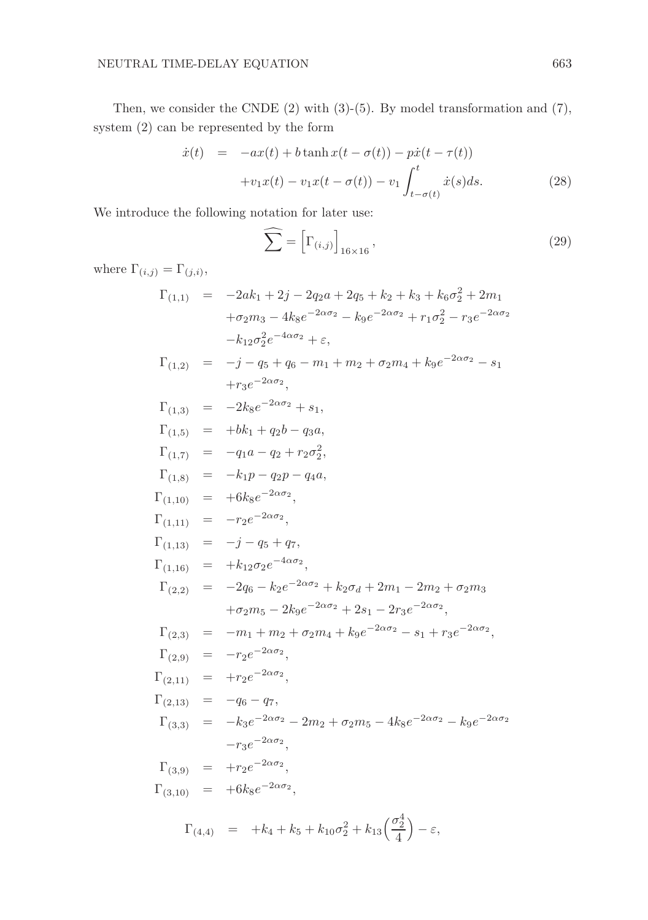Then, we consider the CNDE (2) with (3)-(5). By model transformation and (7), system (2) can be represented by the form

$$
\begin{aligned}
\dot{x}(t) &= -ax(t) + b\tanh x(t-\sigma(t)) - p\dot{x}(t-\tau(t)) \\
&\quad + v_1 x(t) - v_1 x(t-\sigma(t)) - v_1 \int_{t-\sigma(t)}^{t} \dot{x}(s)ds. \qquad (28)
\end{aligned}
$$

We introduce the following notation for later use:

$$
\widehat{\sum} = \left[\Gamma_{(i,j)}\right]_{16\times 16}, \qquad (29)
$$

where $\Gamma_{(i,j)} = \Gamma_{(j,i)}$,

$$
\begin{aligned}
\Gamma_{(1,1)} &= -2ak_1 + 2j - 2q_2 a + 2q_5 + k_2 + k_3 + k_6\sigma_2^2 + 2m_1 \\
&\quad + \sigma_2 m_3 - 4k_8 e^{-2\alpha\sigma_2} - k_9 e^{-2\alpha\sigma_2} + r_1\sigma_2^2 - r_3 e^{-2\alpha\sigma_2} \\
&\quad - k_{12}\sigma_2^2 e^{-4\alpha\sigma_2} + \varepsilon, \\
\Gamma_{(1,2)} &= -j - q_5 + q_6 - m_1 + m_2 + \sigma_2 m_4 + k_9 e^{-2\alpha\sigma_2} - s_1 \\
&\quad + r_3 e^{-2\alpha\sigma_2}, \\
\Gamma_{(1,3)} &= -2k_8 e^{-2\alpha\sigma_2} + s_1, \\
\Gamma_{(1,5)} &= +bk_1 + q_2 b - q_3 a, \\
\Gamma_{(1,7)} &= -q_1 a - q_2 + r_2\sigma_2^2, \\
\Gamma_{(1,8)} &= -k_1 p - q_2 p - q_4 a, \\
\Gamma_{(1,10)} &= +6k_8 e^{-2\alpha\sigma_2}, \\
\Gamma_{(1,11)} &= -r_2 e^{-2\alpha\sigma_2}, \\
\Gamma_{(1,13)} &= -j - q_5 + q_7, \\
\Gamma_{(1,16)} &= +k_{12}\sigma_2 e^{-4\alpha\sigma_2}, \\
\Gamma_{(2,2)} &= -2q_6 - k_2 e^{-2\alpha\sigma_2} + k_2\sigma_d + 2m_1 - 2m_2 + \sigma_2 m_3 \\
&\quad + \sigma_2 m_5 - 2k_9 e^{-2\alpha\sigma_2} + 2s_1 - 2r_3 e^{-2\alpha\sigma_2}, \\
\Gamma_{(2,3)} &= -m_1 + m_2 + \sigma_2 m_4 + k_9 e^{-2\alpha\sigma_2} - s_1 + r_3 e^{-2\alpha\sigma_2}, \\
\Gamma_{(2,9)} &= -r_2 e^{-2\alpha\sigma_2}, \\
\Gamma_{(2,11)} &= +r_2 e^{-2\alpha\sigma_2}, \\
\Gamma_{(2,13)} &= -q_6 - q_7, \\
\Gamma_{(3,3)} &= -k_3 e^{-2\alpha\sigma_2} - 2m_2 + \sigma_2 m_5 - 4k_8 e^{-2\alpha\sigma_2} - k_9 e^{-2\alpha\sigma_2} \\
&\quad - r_3 e^{-2\alpha\sigma_2}, \\
\Gamma_{(3,9)} &= +r_2 e^{-2\alpha\sigma_2}, \\
\Gamma_{(3,10)} &= +6k_8 e^{-2\alpha\sigma_2},
\end{aligned}
$$

$$
\Gamma_{(4,4)} = +k_4 + k_5 + k_{10}\sigma_2^2 + k_{13}\Big(\frac{\sigma_2^4}{4}\Big) - \varepsilon,
$$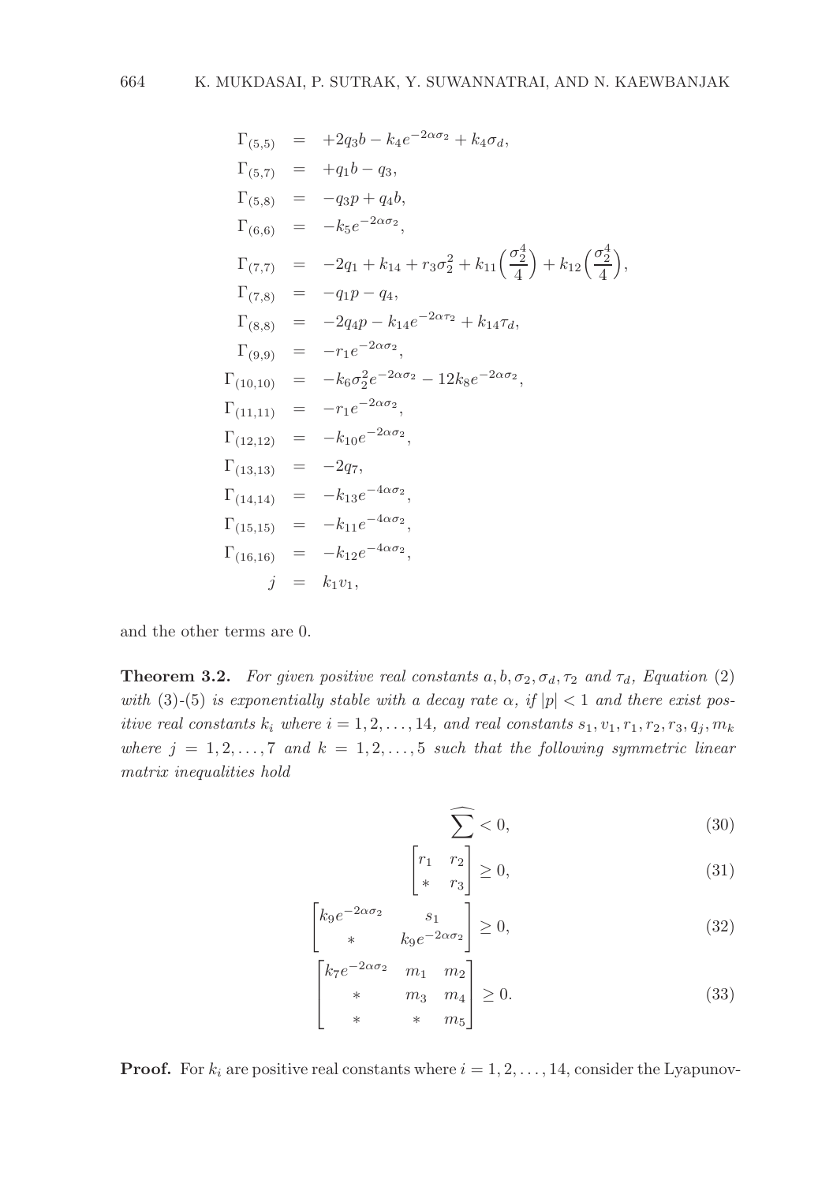$$
\begin{aligned}
\Gamma_{(5,5)} &= +2q_3 b - k_4 e^{-2\alpha\sigma_2} + k_4\sigma_d,\\
\Gamma_{(5,7)} &= +q_1 b - q_3,\\
\Gamma_{(5,8)} &= -q_3 p + q_4 b,\\
\Gamma_{(6,6)} &= -k_5 e^{-2\alpha\sigma_2},\\
\Gamma_{(7,7)} &= -2q_1 + k_{14} + r_3\sigma_2^2 + k_{11}\Big(\frac{\sigma_2^4}{4}\Big) + k_{12}\Big(\frac{\sigma_2^4}{4}\Big),\\
\Gamma_{(7,8)} &= -q_1 p - q_4,\\
\Gamma_{(8,8)} &= -2q_4 p - k_{14} e^{-2\alpha\tau_2} + k_{14}\tau_d,\\
\Gamma_{(9,9)} &= -r_1 e^{-2\alpha\sigma_2},\\
\Gamma_{(10,10)} &= -k_6\sigma_2^2 e^{-2\alpha\sigma_2} - 12k_8 e^{-2\alpha\sigma_2},\\
\Gamma_{(11,11)} &= -r_1 e^{-2\alpha\sigma_2},\\
\Gamma_{(12,12)} &= -k_{10} e^{-2\alpha\sigma_2},\\
\Gamma_{(13,13)} &= -2q_7,\\
\Gamma_{(14,14)} &= -k_{13} e^{-4\alpha\sigma_2},\\
\Gamma_{(15,15)} &= -k_{11} e^{-4\alpha\sigma_2},\\
\Gamma_{(16,16)} &= -k_{12} e^{-4\alpha\sigma_2},\\
j &= k_1 v_1,
\end{aligned}
$$

and the other terms are 0.

**Theorem 3.2.** *For given positive real constants $a, b, \sigma_2, \sigma_d, \tau_2$ and $\tau_d$, Equation (2) with (3)-(5) is exponentially stable with a decay rate $\alpha$, if $|p| < 1$ and there exist positive real constants $k_i$ where $i = 1, 2, \ldots, 14$, and real constants $s_1, v_1, r_1, r_2, r_3, q_j, m_k$ where $j = 1, 2, \ldots, 7$ and $k = 1, 2, \ldots, 5$ such that the following symmetric linear matrix inequalities hold*

$$
\widehat{\sum} < 0, \tag{30}
$$

$$
\begin{bmatrix} r_1 & r_2 \\ * & r_3 \end{bmatrix} \geq 0, \tag{31}
$$

$$
\begin{bmatrix} k_9 e^{-2\alpha\sigma_2} & s_1 \\ * & k_9 e^{-2\alpha\sigma_2} \end{bmatrix} \geq 0, \tag{32}
$$

$$
\begin{bmatrix} k_7 e^{-2\alpha\sigma_2} & m_1 & m_2 \\ * & m_3 & m_4 \\ * & * & m_5 \end{bmatrix} \geq 0. \tag{33}
$$

**Proof.** For $k_i$ are positive real constants where $i = 1, 2, \ldots, 14$, consider the Lyapunov-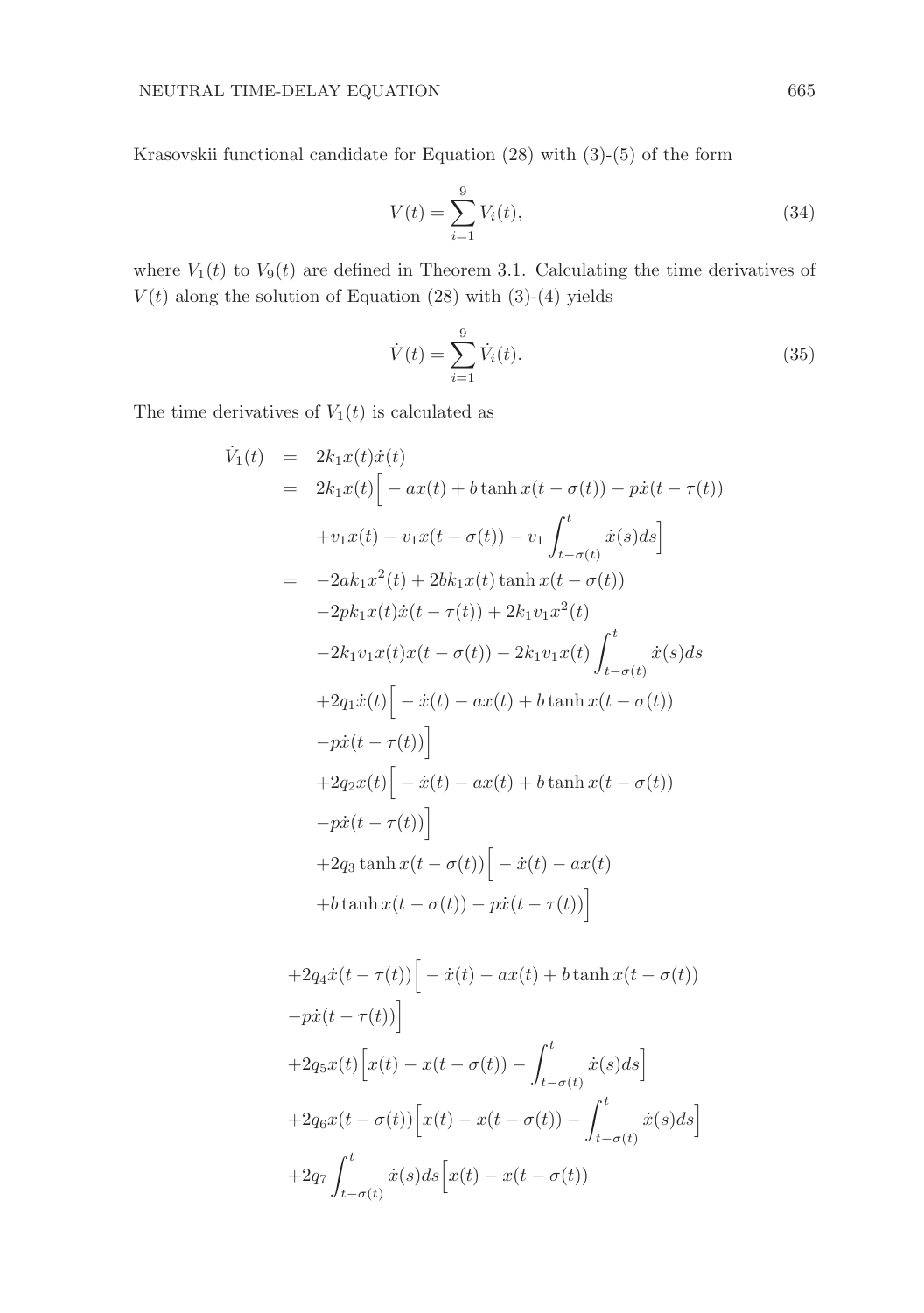Krasovskii functional candidate for Equation (28) with (3)-(5) of the form

$$V(t) = \sum_{i=1}^{9} V_i(t), \tag{34}$$

where $V_1(t)$ to $V_9(t)$ are defined in Theorem 3.1. Calculating the time derivatives of $V(t)$ along the solution of Equation (28) with (3)-(4) yields

$$\dot{V}(t) = \sum_{i=1}^{9} \dot{V}_i(t). \tag{35}$$

The time derivatives of $V_1(t)$ is calculated as

$$\begin{aligned}
\dot{V}_1(t) &= 2k_1 x(t)\dot{x}(t) \\
&= 2k_1 x(t)\Big[ -ax(t) + b\tanh x(t-\sigma(t)) - p\dot{x}(t-\tau(t)) \\
&\quad + v_1 x(t) - v_1 x(t-\sigma(t)) - v_1 \int_{t-\sigma(t)}^{t} \dot{x}(s)ds\Big] \\
&= -2ak_1 x^2(t) + 2bk_1 x(t)\tanh x(t-\sigma(t)) \\
&\quad -2pk_1 x(t)\dot{x}(t-\tau(t)) + 2k_1 v_1 x^2(t) \\
&\quad -2k_1 v_1 x(t)x(t-\sigma(t)) - 2k_1 v_1 x(t)\int_{t-\sigma(t)}^{t} \dot{x}(s)ds \\
&\quad +2q_1\dot{x}(t)\Big[ -\dot{x}(t) - ax(t) + b\tanh x(t-\sigma(t)) \\
&\quad -p\dot{x}(t-\tau(t))\Big] \\
&\quad +2q_2 x(t)\Big[ -\dot{x}(t) - ax(t) + b\tanh x(t-\sigma(t)) \\
&\quad -p\dot{x}(t-\tau(t))\Big] \\
&\quad +2q_3\tanh x(t-\sigma(t))\Big[ -\dot{x}(t) - ax(t) \\
&\quad +b\tanh x(t-\sigma(t)) - p\dot{x}(t-\tau(t))\Big]
\end{aligned}$$

$$\begin{aligned}
&+2q_4\dot{x}(t-\tau(t))\Big[ -\dot{x}(t) - ax(t) + b\tanh x(t-\sigma(t)) \\
&-p\dot{x}(t-\tau(t))\Big] \\
&+2q_5 x(t)\Big[x(t) - x(t-\sigma(t)) - \int_{t-\sigma(t)}^{t} \dot{x}(s)ds\Big] \\
&+2q_6 x(t-\sigma(t))\Big[x(t) - x(t-\sigma(t)) - \int_{t-\sigma(t)}^{t} \dot{x}(s)ds\Big] \\
&+2q_7 \int_{t-\sigma(t)}^{t} \dot{x}(s)ds\Big[x(t) - x(t-\sigma(t))
\end{aligned}$$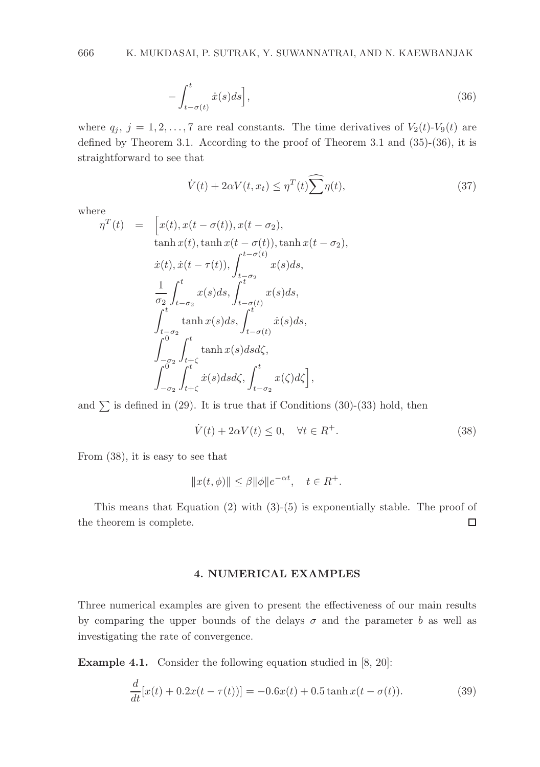$$
-\int_{t-\sigma(t)}^{t} \dot{x}(s)ds\Big], \tag{36}
$$

where $q_j$, $j = 1, 2, \ldots, 7$ are real constants. The time derivatives of $V_2(t)$-$V_9(t)$ are defined by Theorem 3.1. According to the proof of Theorem 3.1 and (35)-(36), it is straightforward to see that

$$
\dot{V}(t) + 2\alpha V(t, x_t) \leq \eta^T(t)\widehat{\sum}\eta(t), \tag{37}
$$

where

$$
\begin{aligned}
\eta^T(t) \;=\; & \Big[x(t), x(t-\sigma(t)), x(t-\sigma_2), \\
& \tanh x(t), \tanh x(t-\sigma(t)), \tanh x(t-\sigma_2), \\
& \dot{x}(t), \dot{x}(t-\tau(t)), \int_{t-\sigma_2}^{t-\sigma(t)} x(s)ds, \\
& \frac{1}{\sigma_2}\int_{t-\sigma_2}^{t} x(s)ds, \int_{t-\sigma(t)}^{t} x(s)ds, \\
& \int_{t-\sigma_2}^{t} \tanh x(s)ds, \int_{t-\sigma(t)}^{t} \dot{x}(s)ds, \\
& \int_{-\sigma_2}^{0}\int_{t+\zeta}^{t} \tanh x(s)dsd\zeta, \\
& \int_{-\sigma_2}^{0}\int_{t+\zeta}^{t} \dot{x}(s)dsd\zeta, \int_{t-\sigma_2}^{t} x(\zeta)d\zeta\Big],
\end{aligned}
$$

and $\sum$ is defined in (29). It is true that if Conditions (30)-(33) hold, then

$$
\dot{V}(t) + 2\alpha V(t) \leq 0, \quad \forall t \in R^+. \tag{38}
$$

From (38), it is easy to see that

$$
\|x(t, \phi)\| \leq \beta\|\phi\|e^{-\alpha t}, \quad t \in R^+.
$$

This means that Equation (2) with (3)-(5) is exponentially stable. The proof of the theorem is complete. $\square$

## 4. NUMERICAL EXAMPLES

Three numerical examples are given to present the effectiveness of our main results by comparing the upper bounds of the delays $\sigma$ and the parameter $b$ as well as investigating the rate of convergence.

**Example 4.1.** Consider the following equation studied in [8, 20]:

$$
\frac{d}{dt}[x(t) + 0.2x(t-\tau(t))] = -0.6x(t) + 0.5\tanh x(t-\sigma(t)). \tag{39}
$$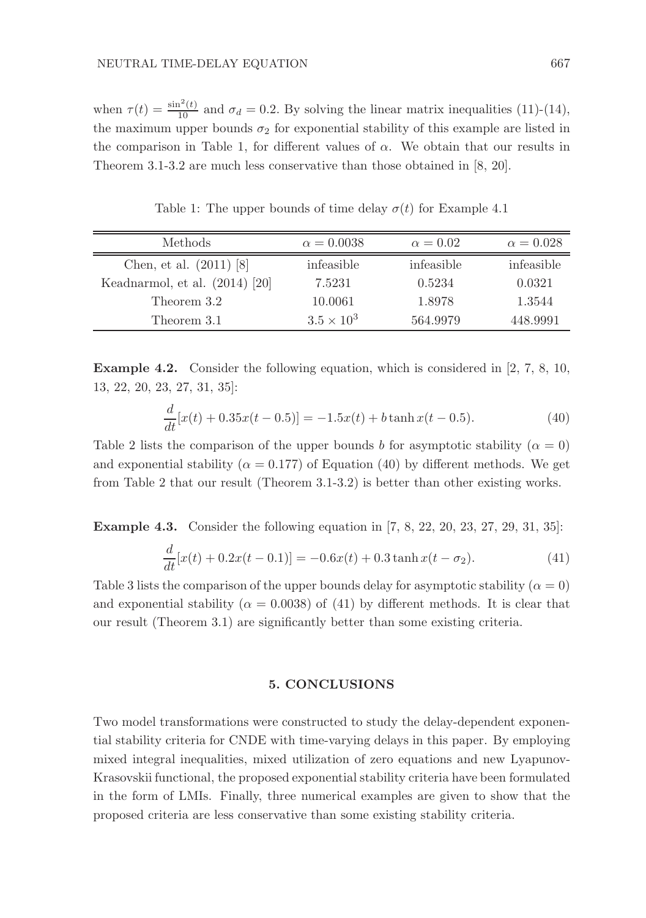when $\tau(t) = \frac{\sin^2(t)}{10}$ and $\sigma_d = 0.2$. By solving the linear matrix inequalities (11)-(14), the maximum upper bounds $\sigma_2$ for exponential stability of this example are listed in the comparison in Table 1, for different values of $\alpha$. We obtain that our results in Theorem 3.1-3.2 are much less conservative than those obtained in [8, 20].

Table 1: The upper bounds of time delay $\sigma(t)$ for Example 4.1

| Methods | $\alpha = 0.0038$ | $\alpha = 0.02$ | $\alpha = 0.028$ |
|---|---|---|---|
| Chen, et al. (2011) [8] | infeasible | infeasible | infeasible |
| Keadnarmol, et al. (2014) [20] | 7.5231 | 0.5234 | 0.0321 |
| Theorem 3.2 | 10.0061 | 1.8978 | 1.3544 |
| Theorem 3.1 | $3.5 \times 10^3$ | 564.9979 | 448.9991 |

**Example 4.2.** Consider the following equation, which is considered in [2, 7, 8, 10, 13, 22, 20, 23, 27, 31, 35]:

$$\frac{d}{dt}[x(t) + 0.35x(t - 0.5)] = -1.5x(t) + b \tanh x(t - 0.5). \tag{40}$$

Table 2 lists the comparison of the upper bounds $b$ for asymptotic stability ($\alpha = 0$) and exponential stability ($\alpha = 0.177$) of Equation (40) by different methods. We get from Table 2 that our result (Theorem 3.1-3.2) is better than other existing works.

**Example 4.3.** Consider the following equation in [7, 8, 22, 20, 23, 27, 29, 31, 35]:

$$\frac{d}{dt}[x(t) + 0.2x(t - 0.1)] = -0.6x(t) + 0.3 \tanh x(t - \sigma_2). \tag{41}$$

Table 3 lists the comparison of the upper bounds delay for asymptotic stability ($\alpha = 0$) and exponential stability ($\alpha = 0.0038$) of (41) by different methods. It is clear that our result (Theorem 3.1) are significantly better than some existing criteria.

## 5. CONCLUSIONS

Two model transformations were constructed to study the delay-dependent exponential stability criteria for CNDE with time-varying delays in this paper. By employing mixed integral inequalities, mixed utilization of zero equations and new Lyapunov-Krasovskii functional, the proposed exponential stability criteria have been formulated in the form of LMIs. Finally, three numerical examples are given to show that the proposed criteria are less conservative than some existing stability criteria.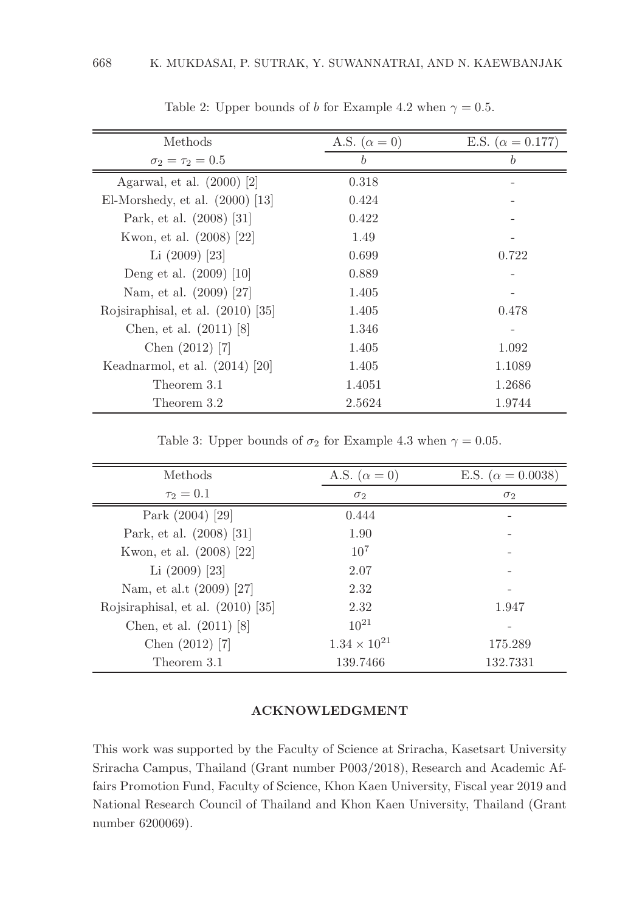Table 2: Upper bounds of $b$ for Example 4.2 when $\gamma = 0.5$.

| Methods | A.S. ($\alpha = 0$) | E.S. ($\alpha = 0.177$) |
|---|---|---|
| $\sigma_2 = \tau_2 = 0.5$ | $b$ | $b$ |
| Agarwal, et al. (2000) [2] | 0.318 | - |
| El-Morshedy, et al. (2000) [13] | 0.424 | - |
| Park, et al. (2008) [31] | 0.422 | - |
| Kwon, et al. (2008) [22] | 1.49 | - |
| Li (2009) [23] | 0.699 | 0.722 |
| Deng et al. (2009) [10] | 0.889 | - |
| Nam, et al. (2009) [27] | 1.405 | - |
| Rojsiraphisal, et al. (2010) [35] | 1.405 | 0.478 |
| Chen, et al. (2011) [8] | 1.346 | - |
| Chen (2012) [7] | 1.405 | 1.092 |
| Keadnarmol, et al. (2014) [20] | 1.405 | 1.1089 |
| Theorem 3.1 | 1.4051 | 1.2686 |
| Theorem 3.2 | 2.5624 | 1.9744 |

Table 3: Upper bounds of $\sigma_2$ for Example 4.3 when $\gamma = 0.05$.

| Methods | A.S. ($\alpha = 0$) | E.S. ($\alpha = 0.0038$) |
|---|---|---|
| $\tau_2 = 0.1$ | $\sigma_2$ | $\sigma_2$ |
| Park (2004) [29] | 0.444 | - |
| Park, et al. (2008) [31] | 1.90 | - |
| Kwon, et al. (2008) [22] | $10^7$ | - |
| Li (2009) [23] | 2.07 | - |
| Nam, et al.t (2009) [27] | 2.32 | - |
| Rojsiraphisal, et al. (2010) [35] | 2.32 | 1.947 |
| Chen, et al. (2011) [8] | $10^{21}$ | - |
| Chen (2012) [7] | $1.34 \times 10^{21}$ | 175.289 |
| Theorem 3.1 | 139.7466 | 132.7331 |

## ACKNOWLEDGMENT

This work was supported by the Faculty of Science at Sriracha, Kasetsart University Sriracha Campus, Thailand (Grant number P003/2018), Research and Academic Affairs Promotion Fund, Faculty of Science, Khon Kaen University, Fiscal year 2019 and National Research Council of Thailand and Khon Kaen University, Thailand (Grant number 6200069).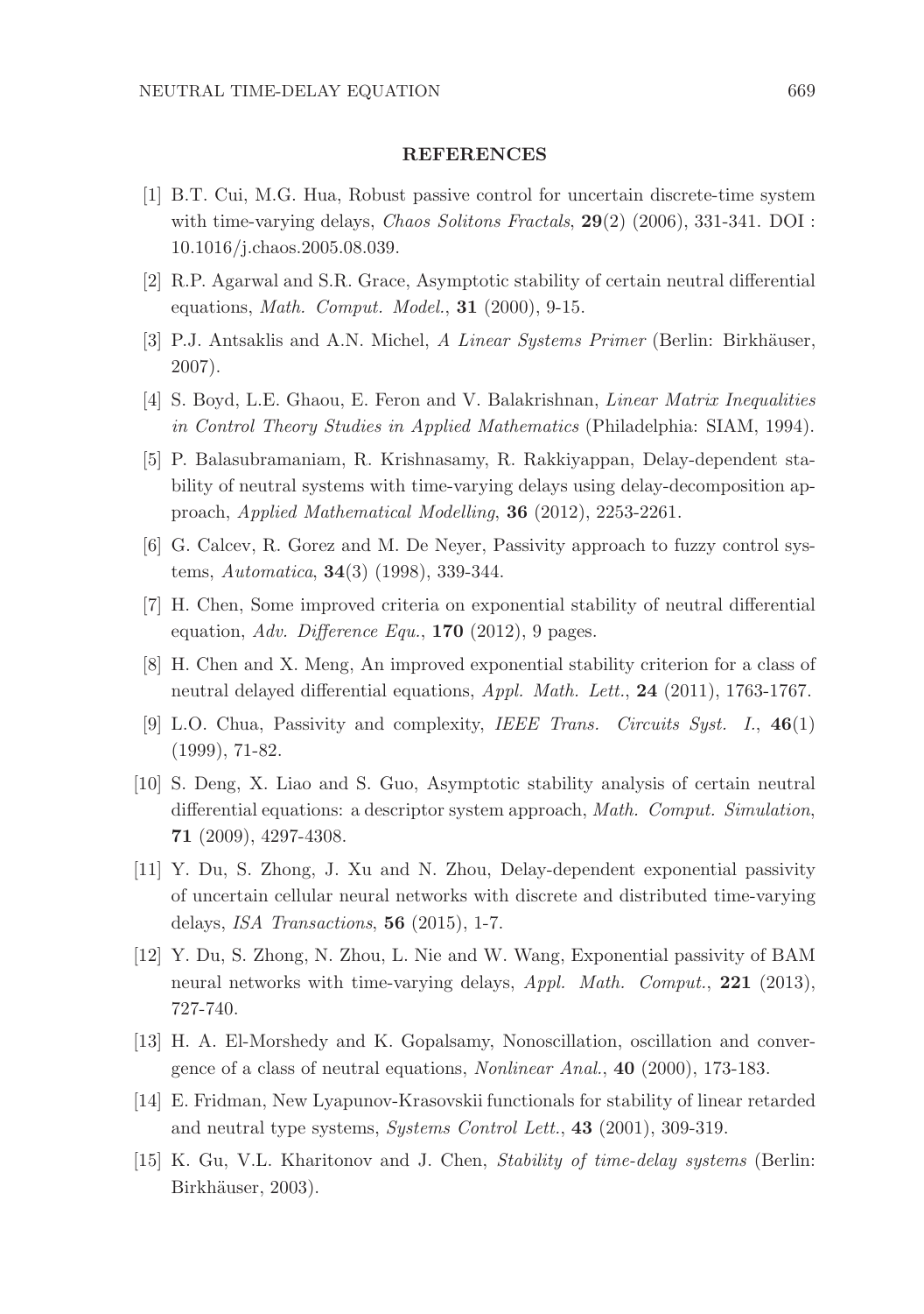## REFERENCES

[1] B.T. Cui, M.G. Hua, Robust passive control for uncertain discrete-time system with time-varying delays, *Chaos Solitons Fractals*, **29**(2) (2006), 331-341. DOI : 10.1016/j.chaos.2005.08.039.

[2] R.P. Agarwal and S.R. Grace, Asymptotic stability of certain neutral differential equations, *Math. Comput. Model.*, **31** (2000), 9-15.

[3] P.J. Antsaklis and A.N. Michel, *A Linear Systems Primer* (Berlin: Birkhäuser, 2007).

[4] S. Boyd, L.E. Ghaou, E. Feron and V. Balakrishnan, *Linear Matrix Inequalities in Control Theory Studies in Applied Mathematics* (Philadelphia: SIAM, 1994).

[5] P. Balasubramaniam, R. Krishnasamy, R. Rakkiyappan, Delay-dependent stability of neutral systems with time-varying delays using delay-decomposition approach, *Applied Mathematical Modelling*, **36** (2012), 2253-2261.

[6] G. Calcev, R. Gorez and M. De Neyer, Passivity approach to fuzzy control systems, *Automatica*, **34**(3) (1998), 339-344.

[7] H. Chen, Some improved criteria on exponential stability of neutral differential equation, *Adv. Difference Equ.*, **170** (2012), 9 pages.

[8] H. Chen and X. Meng, An improved exponential stability criterion for a class of neutral delayed differential equations, *Appl. Math. Lett.*, **24** (2011), 1763-1767.

[9] L.O. Chua, Passivity and complexity, *IEEE Trans. Circuits Syst. I.*, **46**(1) (1999), 71-82.

[10] S. Deng, X. Liao and S. Guo, Asymptotic stability analysis of certain neutral differential equations: a descriptor system approach, *Math. Comput. Simulation*, **71** (2009), 4297-4308.

[11] Y. Du, S. Zhong, J. Xu and N. Zhou, Delay-dependent exponential passivity of uncertain cellular neural networks with discrete and distributed time-varying delays, *ISA Transactions*, **56** (2015), 1-7.

[12] Y. Du, S. Zhong, N. Zhou, L. Nie and W. Wang, Exponential passivity of BAM neural networks with time-varying delays, *Appl. Math. Comput.*, **221** (2013), 727-740.

[13] H. A. El-Morshedy and K. Gopalsamy, Nonoscillation, oscillation and convergence of a class of neutral equations, *Nonlinear Anal.*, **40** (2000), 173-183.

[14] E. Fridman, New Lyapunov-Krasovskii functionals for stability of linear retarded and neutral type systems, *Systems Control Lett.*, **43** (2001), 309-319.

[15] K. Gu, V.L. Kharitonov and J. Chen, *Stability of time-delay systems* (Berlin: Birkhäuser, 2003).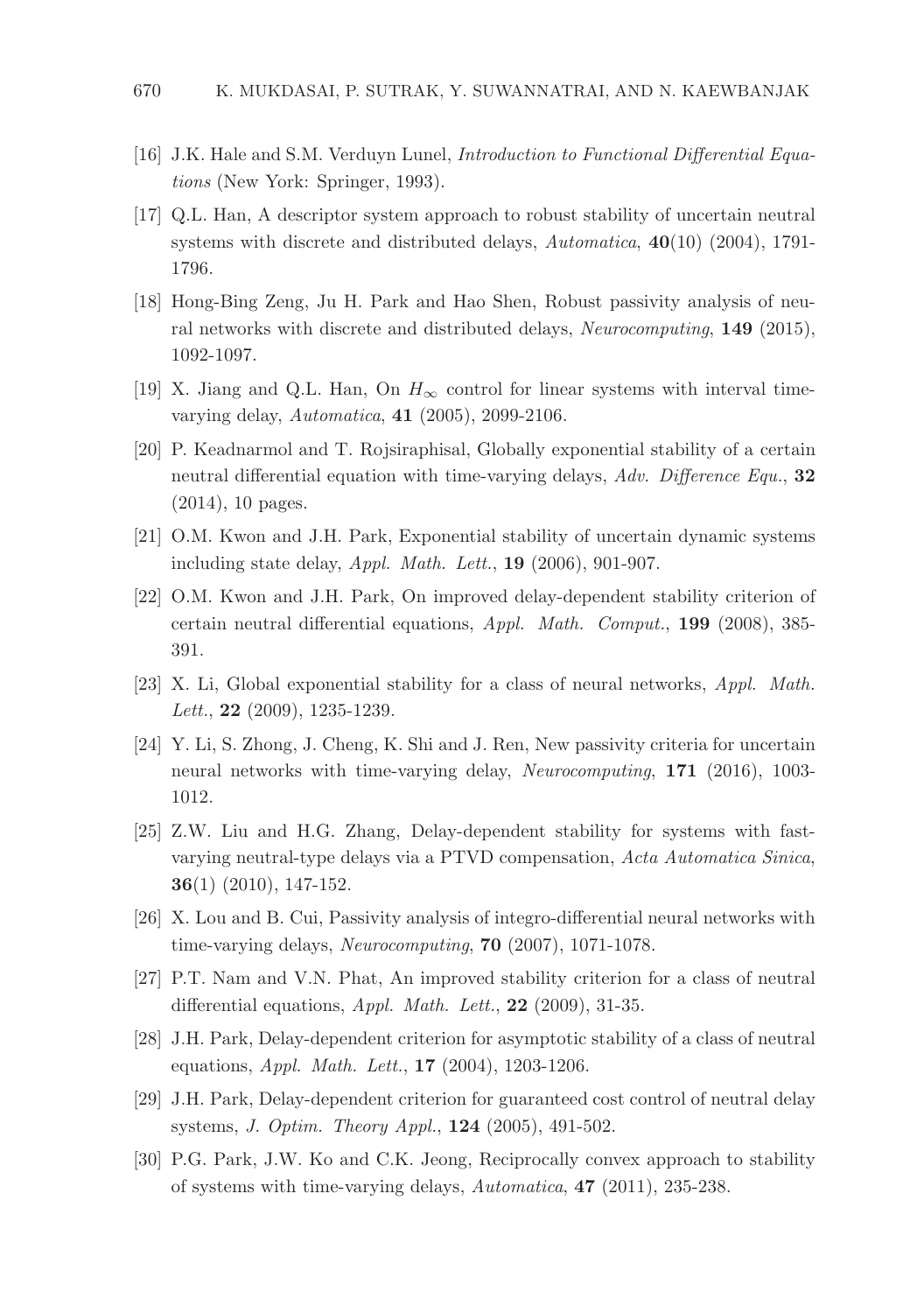[16] J.K. Hale and S.M. Verduyn Lunel, *Introduction to Functional Differential Equations* (New York: Springer, 1993).

[17] Q.L. Han, A descriptor system approach to robust stability of uncertain neutral systems with discrete and distributed delays, *Automatica*, **40**(10) (2004), 1791-1796.

[18] Hong-Bing Zeng, Ju H. Park and Hao Shen, Robust passivity analysis of neural networks with discrete and distributed delays, *Neurocomputing*, **149** (2015), 1092-1097.

[19] X. Jiang and Q.L. Han, On $H_\infty$ control for linear systems with interval time-varying delay, *Automatica*, **41** (2005), 2099-2106.

[20] P. Keadnarmol and T. Rojsiraphisal, Globally exponential stability of a certain neutral differential equation with time-varying delays, *Adv. Difference Equ.*, **32** (2014), 10 pages.

[21] O.M. Kwon and J.H. Park, Exponential stability of uncertain dynamic systems including state delay, *Appl. Math. Lett.*, **19** (2006), 901-907.

[22] O.M. Kwon and J.H. Park, On improved delay-dependent stability criterion of certain neutral differential equations, *Appl. Math. Comput.*, **199** (2008), 385-391.

[23] X. Li, Global exponential stability for a class of neural networks, *Appl. Math. Lett.*, **22** (2009), 1235-1239.

[24] Y. Li, S. Zhong, J. Cheng, K. Shi and J. Ren, New passivity criteria for uncertain neural networks with time-varying delay, *Neurocomputing*, **171** (2016), 1003-1012.

[25] Z.W. Liu and H.G. Zhang, Delay-dependent stability for systems with fast-varying neutral-type delays via a PTVD compensation, *Acta Automatica Sinica*, **36**(1) (2010), 147-152.

[26] X. Lou and B. Cui, Passivity analysis of integro-differential neural networks with time-varying delays, *Neurocomputing*, **70** (2007), 1071-1078.

[27] P.T. Nam and V.N. Phat, An improved stability criterion for a class of neutral differential equations, *Appl. Math. Lett.*, **22** (2009), 31-35.

[28] J.H. Park, Delay-dependent criterion for asymptotic stability of a class of neutral equations, *Appl. Math. Lett.*, **17** (2004), 1203-1206.

[29] J.H. Park, Delay-dependent criterion for guaranteed cost control of neutral delay systems, *J. Optim. Theory Appl.*, **124** (2005), 491-502.

[30] P.G. Park, J.W. Ko and C.K. Jeong, Reciprocally convex approach to stability of systems with time-varying delays, *Automatica*, **47** (2011), 235-238.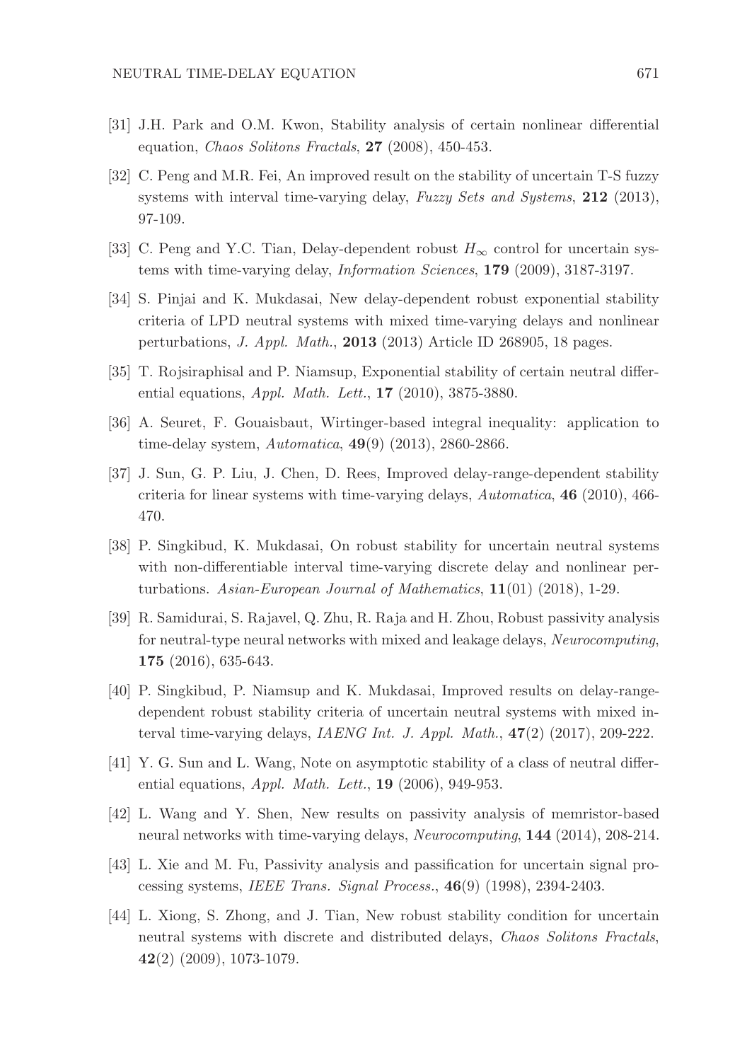[31] J.H. Park and O.M. Kwon, Stability analysis of certain nonlinear differential equation, *Chaos Solitons Fractals*, **27** (2008), 450-453.

[32] C. Peng and M.R. Fei, An improved result on the stability of uncertain T-S fuzzy systems with interval time-varying delay, *Fuzzy Sets and Systems*, **212** (2013), 97-109.

[33] C. Peng and Y.C. Tian, Delay-dependent robust $H_\infty$ control for uncertain systems with time-varying delay, *Information Sciences*, **179** (2009), 3187-3197.

[34] S. Pinjai and K. Mukdasai, New delay-dependent robust exponential stability criteria of LPD neutral systems with mixed time-varying delays and nonlinear perturbations, *J. Appl. Math.*, **2013** (2013) Article ID 268905, 18 pages.

[35] T. Rojsiraphisal and P. Niamsup, Exponential stability of certain neutral differential equations, *Appl. Math. Lett.*, **17** (2010), 3875-3880.

[36] A. Seuret, F. Gouaisbaut, Wirtinger-based integral inequality: application to time-delay system, *Automatica*, **49**(9) (2013), 2860-2866.

[37] J. Sun, G. P. Liu, J. Chen, D. Rees, Improved delay-range-dependent stability criteria for linear systems with time-varying delays, *Automatica*, **46** (2010), 466-470.

[38] P. Singkibud, K. Mukdasai, On robust stability for uncertain neutral systems with non-differentiable interval time-varying discrete delay and nonlinear perturbations. *Asian-European Journal of Mathematics*, **11**(01) (2018), 1-29.

[39] R. Samidurai, S. Rajavel, Q. Zhu, R. Raja and H. Zhou, Robust passivity analysis for neutral-type neural networks with mixed and leakage delays, *Neurocomputing*, **175** (2016), 635-643.

[40] P. Singkibud, P. Niamsup and K. Mukdasai, Improved results on delay-range-dependent robust stability criteria of uncertain neutral systems with mixed interval time-varying delays, *IAENG Int. J. Appl. Math.*, **47**(2) (2017), 209-222.

[41] Y. G. Sun and L. Wang, Note on asymptotic stability of a class of neutral differential equations, *Appl. Math. Lett.*, **19** (2006), 949-953.

[42] L. Wang and Y. Shen, New results on passivity analysis of memristor-based neural networks with time-varying delays, *Neurocomputing*, **144** (2014), 208-214.

[43] L. Xie and M. Fu, Passivity analysis and passification for uncertain signal processing systems, *IEEE Trans. Signal Process.*, **46**(9) (1998), 2394-2403.

[44] L. Xiong, S. Zhong, and J. Tian, New robust stability condition for uncertain neutral systems with discrete and distributed delays, *Chaos Solitons Fractals*, **42**(2) (2009), 1073-1079.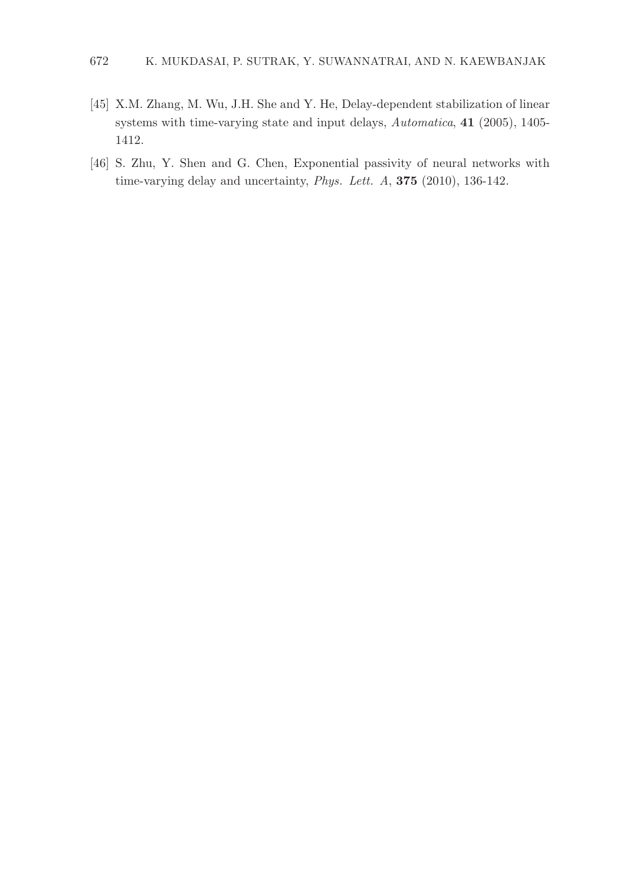[45] X.M. Zhang, M. Wu, J.H. She and Y. He, Delay-dependent stabilization of linear systems with time-varying state and input delays, *Automatica*, **41** (2005), 1405-1412.

[46] S. Zhu, Y. Shen and G. Chen, Exponential passivity of neural networks with time-varying delay and uncertainty, *Phys. Lett. A*, **375** (2010), 136-142.